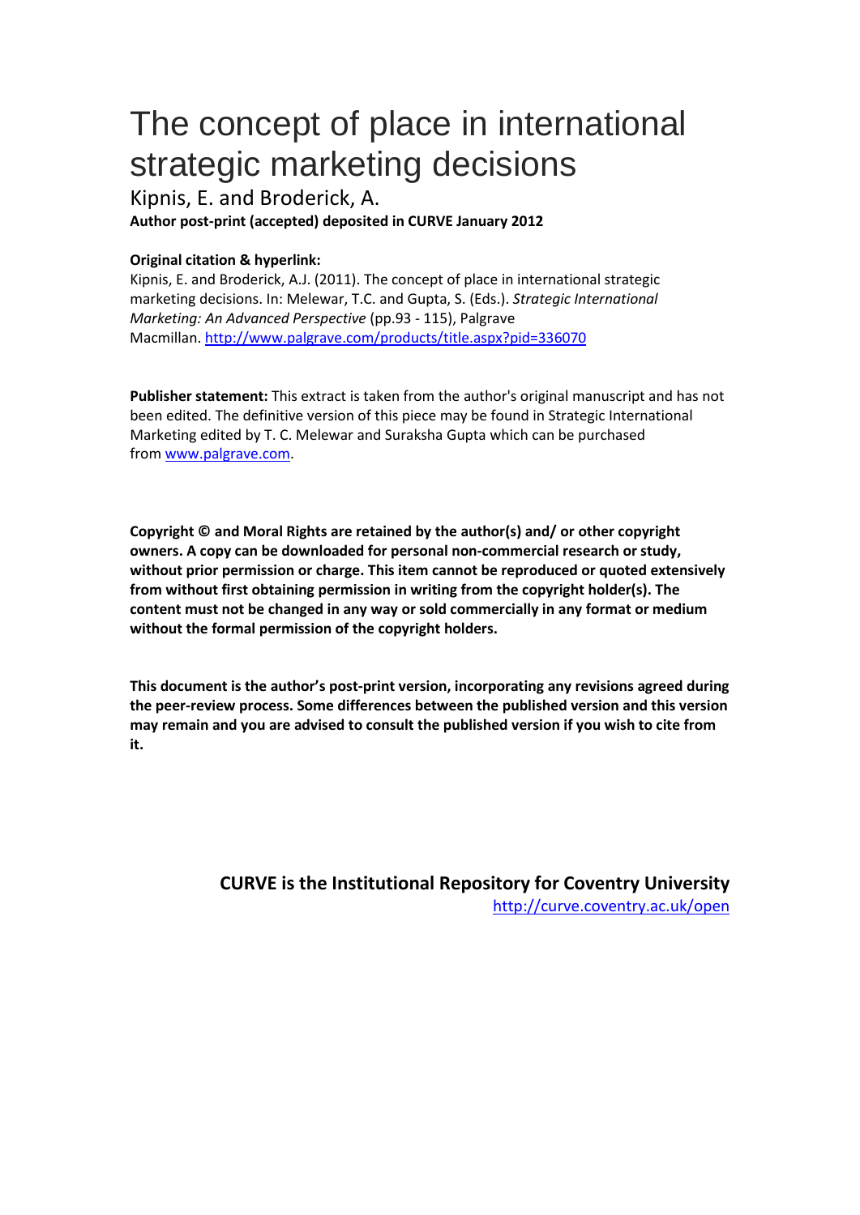# The concept of place in international strategic marketing decisions

Kipnis, E. and Broderick, A.

**Author post-print (accepted) deposited in CURVE January 2012**

**Original citation & hyperlink:**

Kipnis, E. and Broderick, A.J. (2011). The concept of place in international strategic marketing decisions. In: Melewar, T.C. and Gupta, S. (Eds.). *Strategic International Marketing: An Advanced Perspective* (pp.93 - 115), Palgrave Macmillan. http://www.palgrave.com/products/title.aspx?pid=336070

**Publisher statement:** This extract is taken from the author's original manuscript and has not been edited. The definitive version of this piece may be found in Strategic International Marketing edited by T. C. Melewar and Suraksha Gupta which can be purchased from www.palgrave.com.

**Copyright © and Moral Rights are retained by the author(s) and/ or other copyright owners. A copy can be downloaded for personal non-commercial research or study, without prior permission or charge. This item cannot be reproduced or quoted extensively from without first obtaining permission in writing from the copyright holder(s). The content must not be changed in any way or sold commercially in any format or medium without the formal permission of the copyright holders.**

**This document is the author's post-print version, incorporating any revisions agreed during the peer-review process. Some differences between the published version and this version may remain and you are advised to consult the published version if you wish to cite from it.**

**CURVE is the Institutional Repository for Coventry University**

http://curve.coventry.ac.uk/open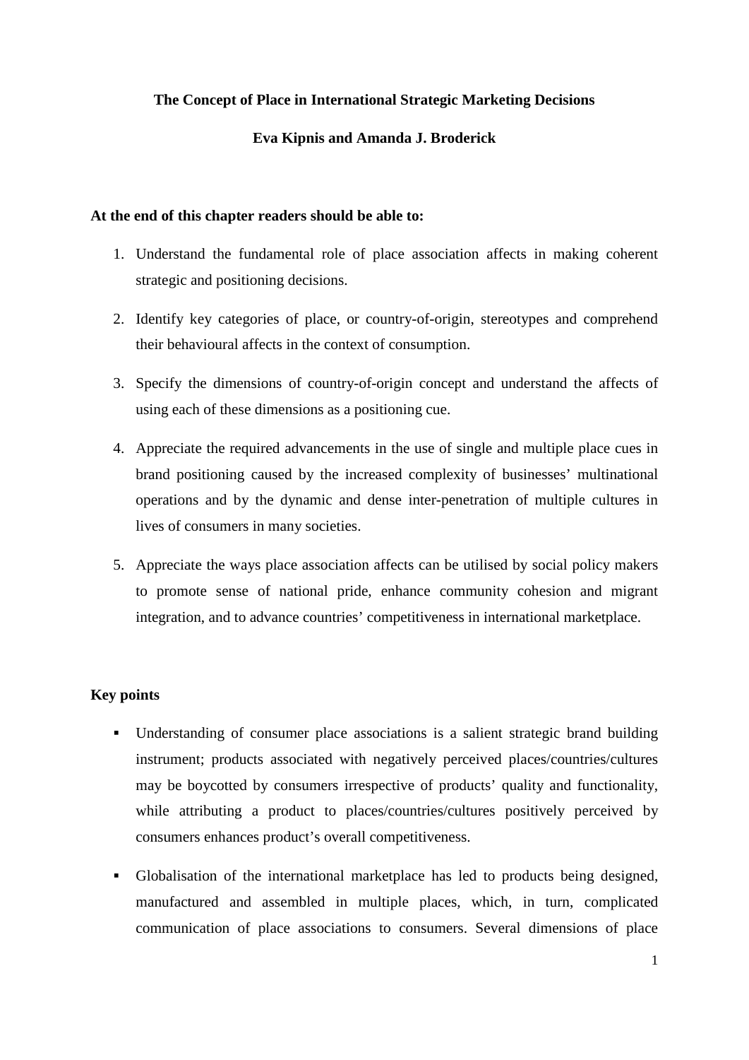**The Concept of Place in International Strategic Marketing Decisions**

**Eva Kipnis and Amanda J. Broderick**

**At the end of this chapter readers should be able to:**

1. Understand the fundamental role of place association affects in making coherent strategic and positioning decisions.
2. Identify key categories of place, or country-of-origin, stereotypes and comprehend their behavioural affects in the context of consumption.
3. Specify the dimensions of country-of-origin concept and understand the affects of using each of these dimensions as a positioning cue.
4. Appreciate the required advancements in the use of single and multiple place cues in brand positioning caused by the increased complexity of businesses' multinational operations and by the dynamic and dense inter-penetration of multiple cultures in lives of consumers in many societies.
5. Appreciate the ways place association affects can be utilised by social policy makers to promote sense of national pride, enhance community cohesion and migrant integration, and to advance countries' competitiveness in international marketplace.

**Key points**

- Understanding of consumer place associations is a salient strategic brand building instrument; products associated with negatively perceived places/countries/cultures may be boycotted by consumers irrespective of products' quality and functionality, while attributing a product to places/countries/cultures positively perceived by consumers enhances product's overall competitiveness.
- Globalisation of the international marketplace has led to products being designed, manufactured and assembled in multiple places, which, in turn, complicated communication of place associations to consumers. Several dimensions of place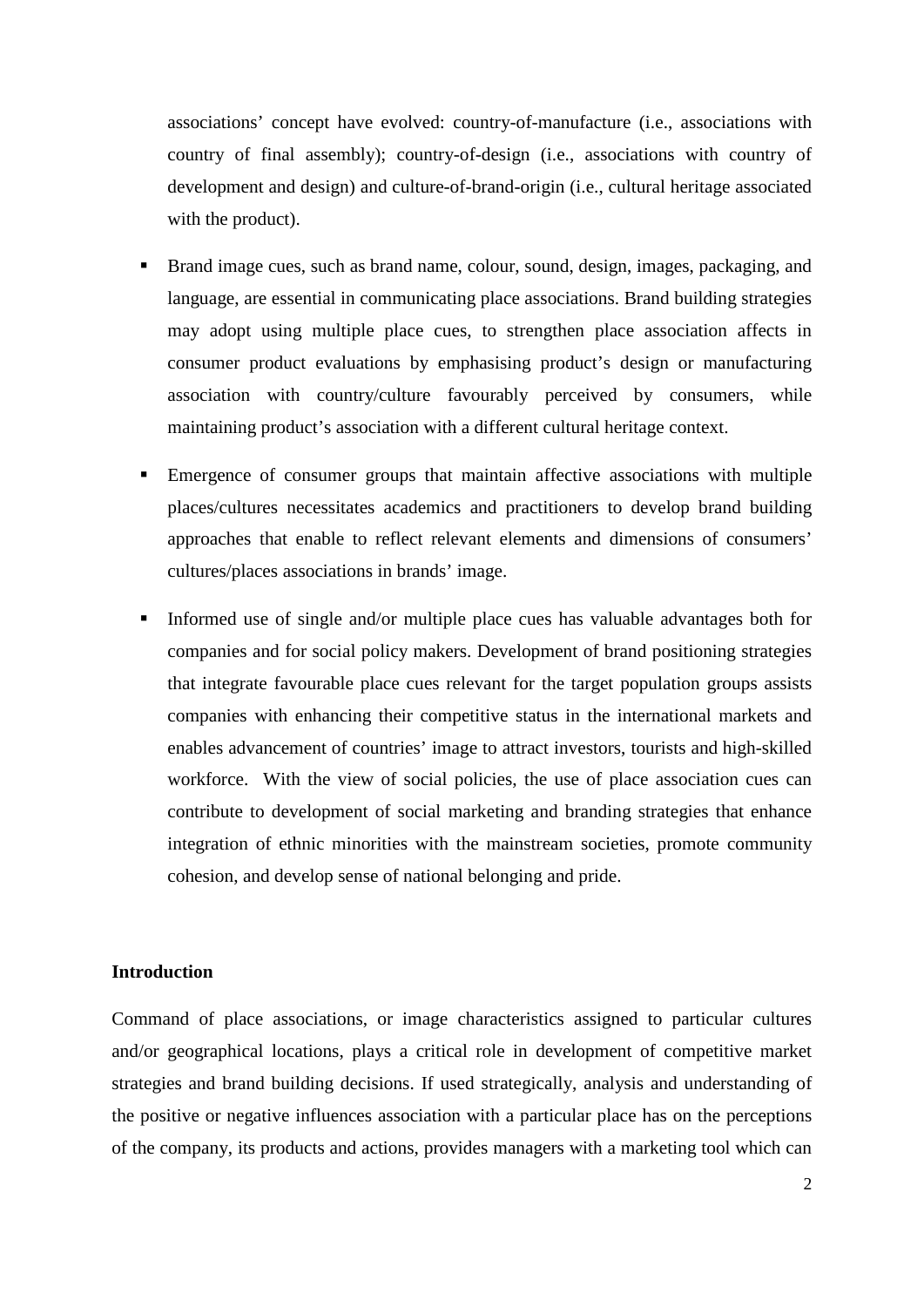associations' concept have evolved: country-of-manufacture (i.e., associations with country of final assembly); country-of-design (i.e., associations with country of development and design) and culture-of-brand-origin (i.e., cultural heritage associated with the product).

- Brand image cues, such as brand name, colour, sound, design, images, packaging, and language, are essential in communicating place associations. Brand building strategies may adopt using multiple place cues, to strengthen place association affects in consumer product evaluations by emphasising product's design or manufacturing association with country/culture favourably perceived by consumers, while maintaining product's association with a different cultural heritage context.
- Emergence of consumer groups that maintain affective associations with multiple places/cultures necessitates academics and practitioners to develop brand building approaches that enable to reflect relevant elements and dimensions of consumers' cultures/places associations in brands' image.
- Informed use of single and/or multiple place cues has valuable advantages both for companies and for social policy makers. Development of brand positioning strategies that integrate favourable place cues relevant for the target population groups assists companies with enhancing their competitive status in the international markets and enables advancement of countries' image to attract investors, tourists and high-skilled workforce. With the view of social policies, the use of place association cues can contribute to development of social marketing and branding strategies that enhance integration of ethnic minorities with the mainstream societies, promote community cohesion, and develop sense of national belonging and pride.

**Introduction**

Command of place associations, or image characteristics assigned to particular cultures and/or geographical locations, plays a critical role in development of competitive market strategies and brand building decisions. If used strategically, analysis and understanding of the positive or negative influences association with a particular place has on the perceptions of the company, its products and actions, provides managers with a marketing tool which can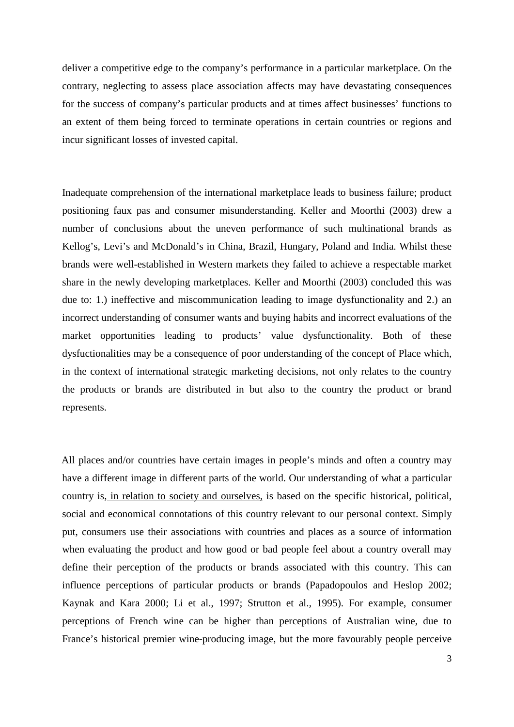deliver a competitive edge to the company's performance in a particular marketplace. On the contrary, neglecting to assess place association affects may have devastating consequences for the success of company's particular products and at times affect businesses' functions to an extent of them being forced to terminate operations in certain countries or regions and incur significant losses of invested capital.

Inadequate comprehension of the international marketplace leads to business failure; product positioning faux pas and consumer misunderstanding. Keller and Moorthi (2003) drew a number of conclusions about the uneven performance of such multinational brands as Kellog's, Levi's and McDonald's in China, Brazil, Hungary, Poland and India. Whilst these brands were well-established in Western markets they failed to achieve a respectable market share in the newly developing marketplaces. Keller and Moorthi (2003) concluded this was due to: 1.) ineffective and miscommunication leading to image dysfunctionality and 2.) an incorrect understanding of consumer wants and buying habits and incorrect evaluations of the market opportunities leading to products' value dysfunctionality. Both of these dysfunctionalities may be a consequence of poor understanding of the concept of Place which, in the context of international strategic marketing decisions, not only relates to the country the products or brands are distributed in but also to the country the product or brand represents.

All places and/or countries have certain images in people's minds and often a country may have a different image in different parts of the world. Our understanding of what a particular country is, in relation to society and ourselves, is based on the specific historical, political, social and economical connotations of this country relevant to our personal context. Simply put, consumers use their associations with countries and places as a source of information when evaluating the product and how good or bad people feel about a country overall may define their perception of the products or brands associated with this country. This can influence perceptions of particular products or brands (Papadopoulos and Heslop 2002; Kaynak and Kara 2000; Li et al., 1997; Strutton et al., 1995). For example, consumer perceptions of French wine can be higher than perceptions of Australian wine, due to France's historical premier wine-producing image, but the more favourably people perceive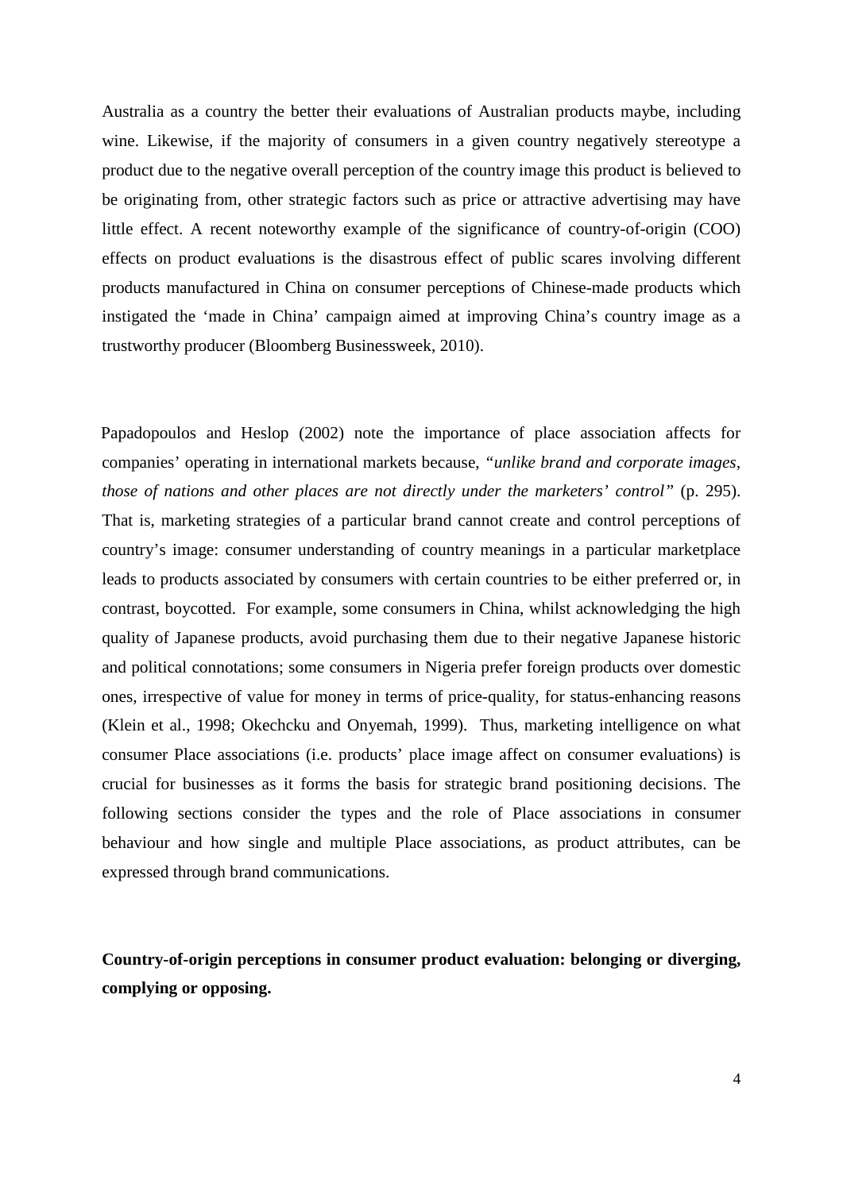Australia as a country the better their evaluations of Australian products maybe, including wine. Likewise, if the majority of consumers in a given country negatively stereotype a product due to the negative overall perception of the country image this product is believed to be originating from, other strategic factors such as price or attractive advertising may have little effect. A recent noteworthy example of the significance of country-of-origin (COO) effects on product evaluations is the disastrous effect of public scares involving different products manufactured in China on consumer perceptions of Chinese-made products which instigated the 'made in China' campaign aimed at improving China's country image as a trustworthy producer (Bloomberg Businessweek, 2010).

Papadopoulos and Heslop (2002) note the importance of place association affects for companies' operating in international markets because, *"unlike brand and corporate images, those of nations and other places are not directly under the marketers' control"* (p. 295). That is, marketing strategies of a particular brand cannot create and control perceptions of country's image: consumer understanding of country meanings in a particular marketplace leads to products associated by consumers with certain countries to be either preferred or, in contrast, boycotted. For example, some consumers in China, whilst acknowledging the high quality of Japanese products, avoid purchasing them due to their negative Japanese historic and political connotations; some consumers in Nigeria prefer foreign products over domestic ones, irrespective of value for money in terms of price-quality, for status-enhancing reasons (Klein et al., 1998; Okechcku and Onyemah, 1999). Thus, marketing intelligence on what consumer Place associations (i.e. products' place image affect on consumer evaluations) is crucial for businesses as it forms the basis for strategic brand positioning decisions. The following sections consider the types and the role of Place associations in consumer behaviour and how single and multiple Place associations, as product attributes, can be expressed through brand communications.

**Country-of-origin perceptions in consumer product evaluation: belonging or diverging, complying or opposing.**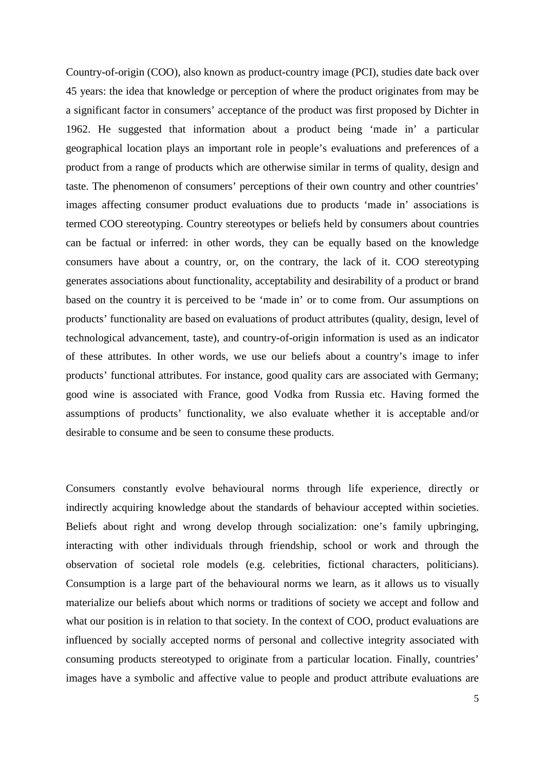Country-of-origin (COO), also known as product-country image (PCI), studies date back over 45 years: the idea that knowledge or perception of where the product originates from may be a significant factor in consumers' acceptance of the product was first proposed by Dichter in 1962. He suggested that information about a product being 'made in' a particular geographical location plays an important role in people's evaluations and preferences of a product from a range of products which are otherwise similar in terms of quality, design and taste. The phenomenon of consumers' perceptions of their own country and other countries' images affecting consumer product evaluations due to products 'made in' associations is termed COO stereotyping. Country stereotypes or beliefs held by consumers about countries can be factual or inferred: in other words, they can be equally based on the knowledge consumers have about a country, or, on the contrary, the lack of it. COO stereotyping generates associations about functionality, acceptability and desirability of a product or brand based on the country it is perceived to be 'made in' or to come from. Our assumptions on products' functionality are based on evaluations of product attributes (quality, design, level of technological advancement, taste), and country-of-origin information is used as an indicator of these attributes. In other words, we use our beliefs about a country's image to infer products' functional attributes. For instance, good quality cars are associated with Germany; good wine is associated with France, good Vodka from Russia etc. Having formed the assumptions of products' functionality, we also evaluate whether it is acceptable and/or desirable to consume and be seen to consume these products.

Consumers constantly evolve behavioural norms through life experience, directly or indirectly acquiring knowledge about the standards of behaviour accepted within societies. Beliefs about right and wrong develop through socialization: one's family upbringing, interacting with other individuals through friendship, school or work and through the observation of societal role models (e.g. celebrities, fictional characters, politicians). Consumption is a large part of the behavioural norms we learn, as it allows us to visually materialize our beliefs about which norms or traditions of society we accept and follow and what our position is in relation to that society. In the context of COO, product evaluations are influenced by socially accepted norms of personal and collective integrity associated with consuming products stereotyped to originate from a particular location. Finally, countries' images have a symbolic and affective value to people and product attribute evaluations are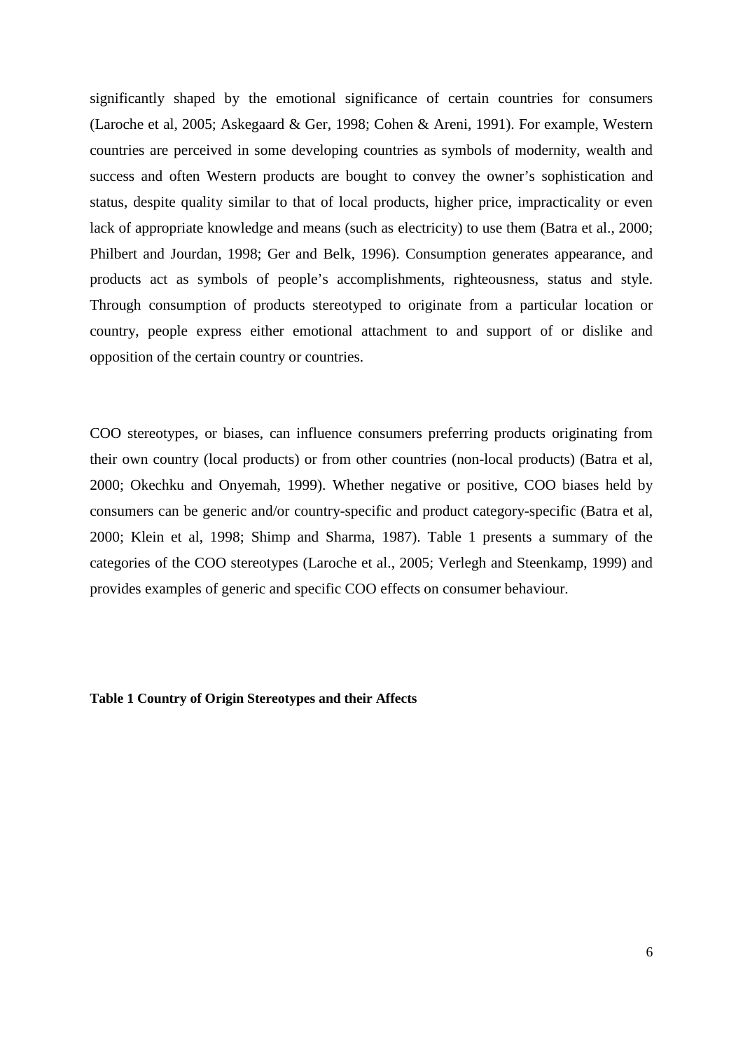significantly shaped by the emotional significance of certain countries for consumers (Laroche et al, 2005; Askegaard & Ger, 1998; Cohen & Areni, 1991). For example, Western countries are perceived in some developing countries as symbols of modernity, wealth and success and often Western products are bought to convey the owner's sophistication and status, despite quality similar to that of local products, higher price, impracticality or even lack of appropriate knowledge and means (such as electricity) to use them (Batra et al., 2000; Philbert and Jourdan, 1998; Ger and Belk, 1996). Consumption generates appearance, and products act as symbols of people's accomplishments, righteousness, status and style. Through consumption of products stereotyped to originate from a particular location or country, people express either emotional attachment to and support of or dislike and opposition of the certain country or countries.

COO stereotypes, or biases, can influence consumers preferring products originating from their own country (local products) or from other countries (non-local products) (Batra et al, 2000; Okechku and Onyemah, 1999). Whether negative or positive, COO biases held by consumers can be generic and/or country-specific and product category-specific (Batra et al, 2000; Klein et al, 1998; Shimp and Sharma, 1987). Table 1 presents a summary of the categories of the COO stereotypes (Laroche et al., 2005; Verlegh and Steenkamp, 1999) and provides examples of generic and specific COO effects on consumer behaviour.

**Table 1 Country of Origin Stereotypes and their Affects**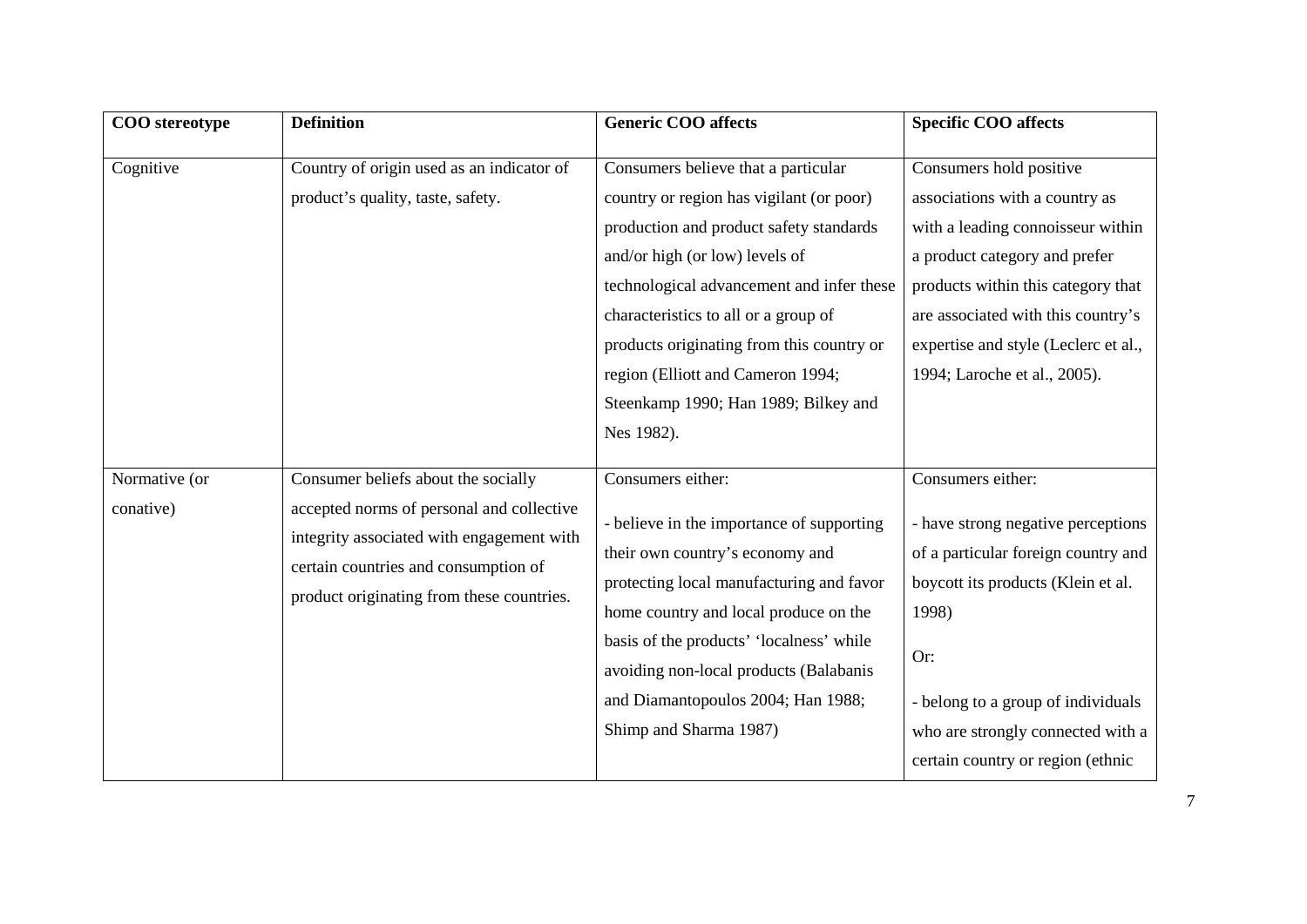| COO stereotype | Definition | Generic COO affects | Specific COO affects |
| --- | --- | --- | --- |
| Cognitive | Country of origin used as an indicator of product's quality, taste, safety. | Consumers believe that a particular country or region has vigilant (or poor) production and product safety standards and/or high (or low) levels of technological advancement and infer these characteristics to all or a group of products originating from this country or region (Elliott and Cameron 1994; Steenkamp 1990; Han 1989; Bilkey and Nes 1982). | Consumers hold positive associations with a country as with a leading connoisseur within a product category and prefer products within this category that are associated with this country's expertise and style (Leclerc et al., 1994; Laroche et al., 2005). |
| Normative (or conative) | Consumer beliefs about the socially accepted norms of personal and collective integrity associated with engagement with certain countries and consumption of product originating from these countries. | Consumers either:<br><br>- believe in the importance of supporting their own country's economy and protecting local manufacturing and favor home country and local produce on the basis of the products' 'localness' while avoiding non-local products (Balabanis and Diamantopoulos 2004; Han 1988; Shimp and Sharma 1987) | Consumers either:<br><br>- have strong negative perceptions of a particular foreign country and boycott its products (Klein et al. 1998)<br><br>Or:<br><br>- belong to a group of individuals who are strongly connected with a certain country or region (ethnic |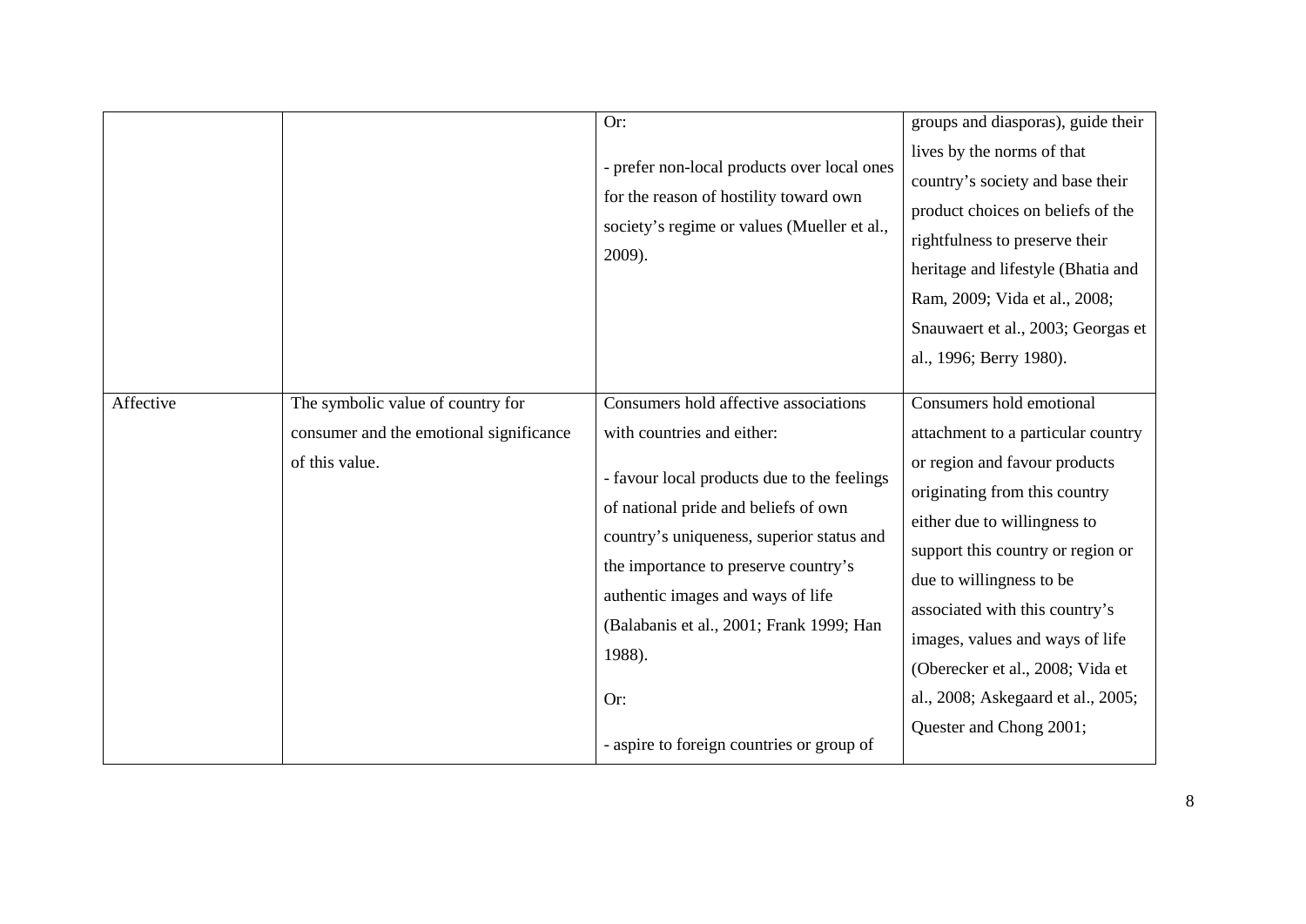|  |  |  |  |
|---|---|---|---|
|  |  | Or:<br><br>- prefer non-local products over local ones for the reason of hostility toward own society's regime or values (Mueller et al., 2009). | groups and diasporas), guide their lives by the norms of that country's society and base their product choices on beliefs of the rightfulness to preserve their heritage and lifestyle (Bhatia and Ram, 2009; Vida et al., 2008; Snauwaert et al., 2003; Georgas et al., 1996; Berry 1980). |
| Affective | The symbolic value of country for consumer and the emotional significance of this value. | Consumers hold affective associations with countries and either:<br><br>- favour local products due to the feelings of national pride and beliefs of own country's uniqueness, superior status and the importance to preserve country's authentic images and ways of life (Balabanis et al., 2001; Frank 1999; Han 1988).<br><br>Or:<br><br>- aspire to foreign countries or group of | Consumers hold emotional attachment to a particular country or region and favour products originating from this country either due to willingness to support this country or region or due to willingness to be associated with this country's images, values and ways of life (Oberecker et al., 2008; Vida et al., 2008; Askegaard et al., 2005; Quester and Chong 2001; |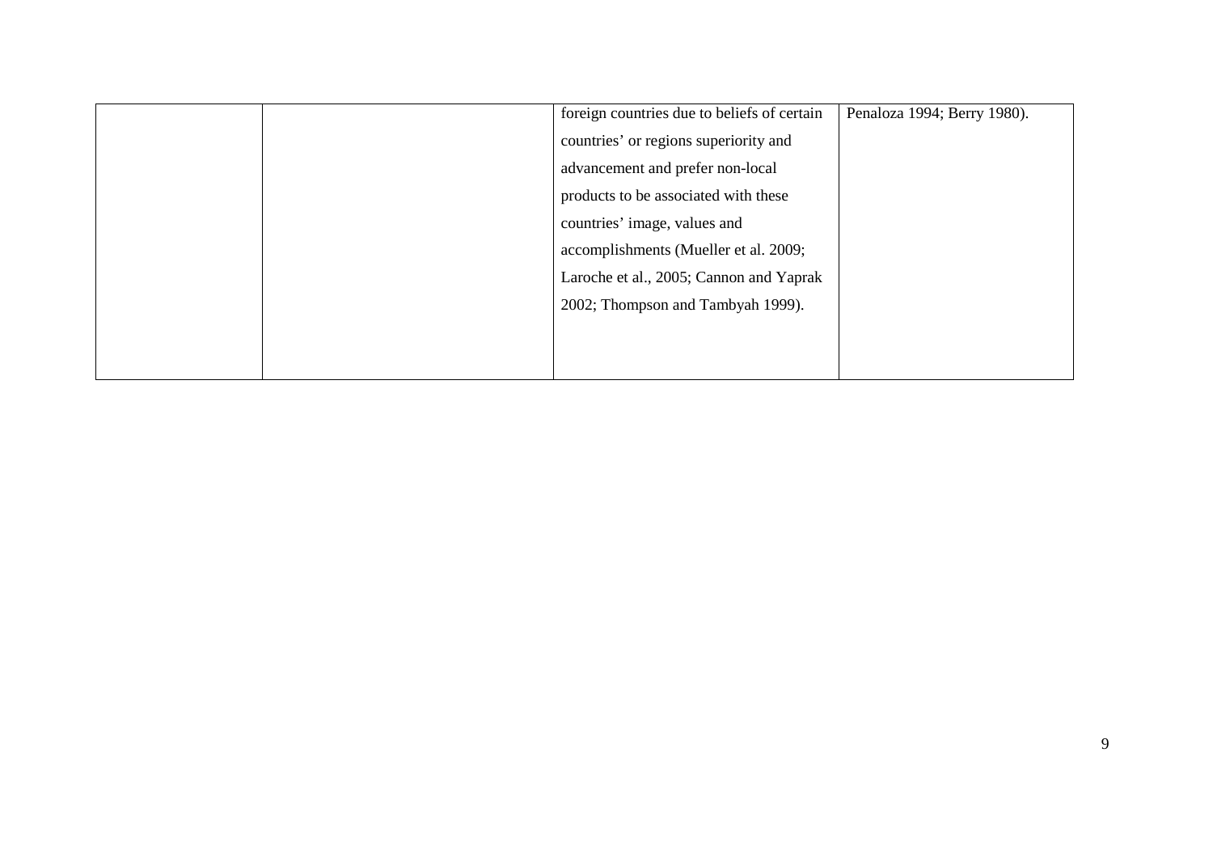| | | | |
|---|---|---|---|
| | | foreign countries due to beliefs of certain countries' or regions superiority and advancement and prefer non-local products to be associated with these countries' image, values and accomplishments (Mueller et al. 2009; Laroche et al., 2005; Cannon and Yaprak 2002; Thompson and Tambyah 1999). | Penaloza 1994; Berry 1980). |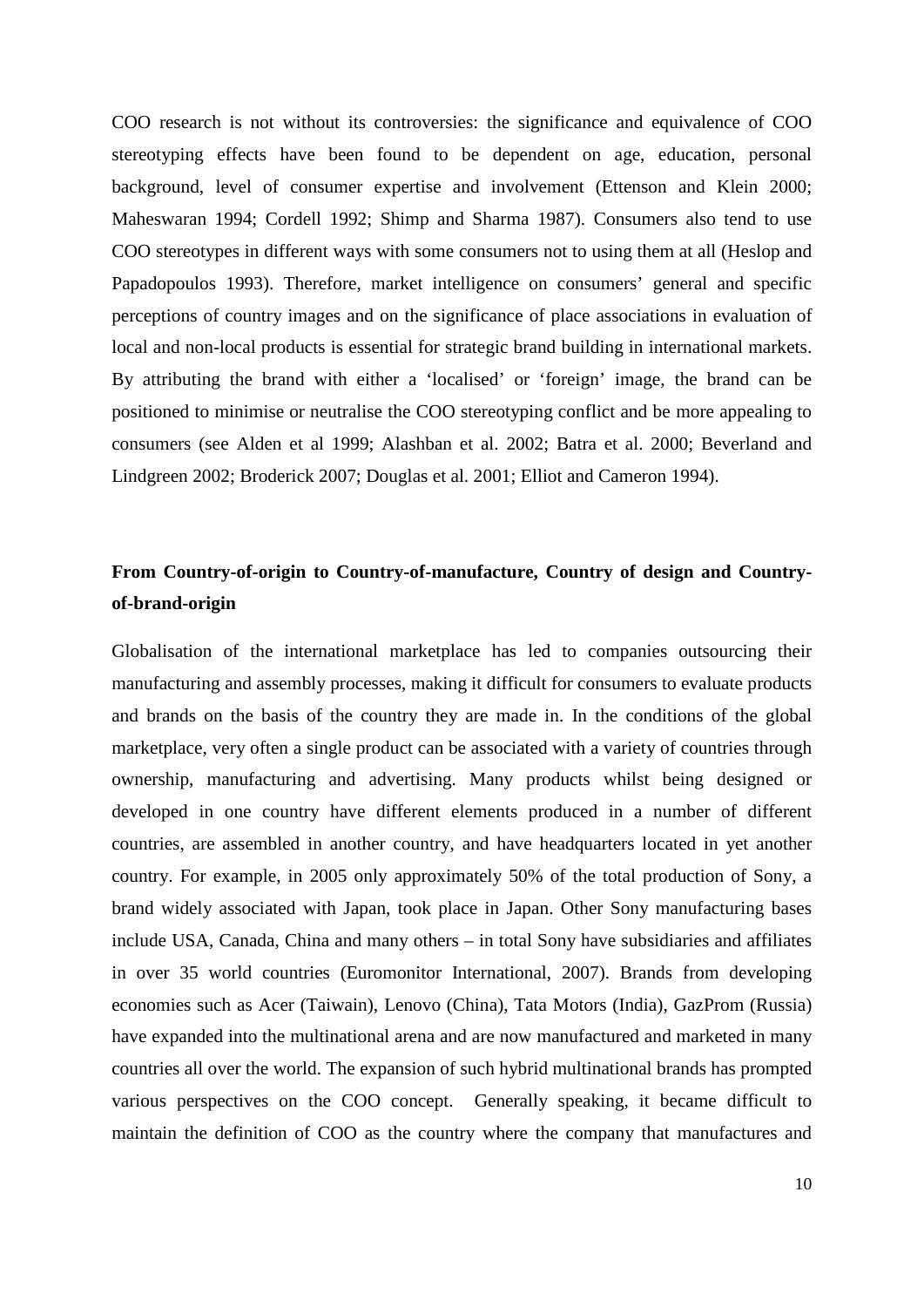COO research is not without its controversies: the significance and equivalence of COO stereotyping effects have been found to be dependent on age, education, personal background, level of consumer expertise and involvement (Ettenson and Klein 2000; Maheswaran 1994; Cordell 1992; Shimp and Sharma 1987). Consumers also tend to use COO stereotypes in different ways with some consumers not to using them at all (Heslop and Papadopoulos 1993). Therefore, market intelligence on consumers' general and specific perceptions of country images and on the significance of place associations in evaluation of local and non-local products is essential for strategic brand building in international markets. By attributing the brand with either a 'localised' or 'foreign' image, the brand can be positioned to minimise or neutralise the COO stereotyping conflict and be more appealing to consumers (see Alden et al 1999; Alashban et al. 2002; Batra et al. 2000; Beverland and Lindgreen 2002; Broderick 2007; Douglas et al. 2001; Elliot and Cameron 1994).

## From Country-of-origin to Country-of-manufacture, Country of design and Country-of-brand-origin

Globalisation of the international marketplace has led to companies outsourcing their manufacturing and assembly processes, making it difficult for consumers to evaluate products and brands on the basis of the country they are made in. In the conditions of the global marketplace, very often a single product can be associated with a variety of countries through ownership, manufacturing and advertising. Many products whilst being designed or developed in one country have different elements produced in a number of different countries, are assembled in another country, and have headquarters located in yet another country. For example, in 2005 only approximately 50% of the total production of Sony, a brand widely associated with Japan, took place in Japan. Other Sony manufacturing bases include USA, Canada, China and many others – in total Sony have subsidiaries and affiliates in over 35 world countries (Euromonitor International, 2007). Brands from developing economies such as Acer (Taiwain), Lenovo (China), Tata Motors (India), GazProm (Russia) have expanded into the multinational arena and are now manufactured and marketed in many countries all over the world. The expansion of such hybrid multinational brands has prompted various perspectives on the COO concept. Generally speaking, it became difficult to maintain the definition of COO as the country where the company that manufactures and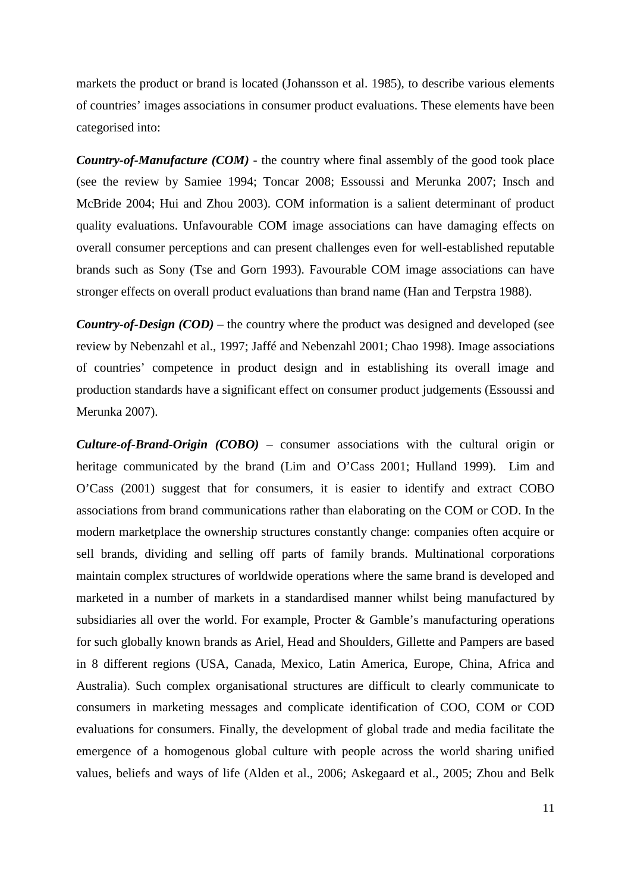markets the product or brand is located (Johansson et al. 1985), to describe various elements of countries' images associations in consumer product evaluations. These elements have been categorised into:

***Country-of-Manufacture (COM)*** - the country where final assembly of the good took place (see the review by Samiee 1994; Toncar 2008; Essoussi and Merunka 2007; Insch and McBride 2004; Hui and Zhou 2003). COM information is a salient determinant of product quality evaluations. Unfavourable COM image associations can have damaging effects on overall consumer perceptions and can present challenges even for well-established reputable brands such as Sony (Tse and Gorn 1993). Favourable COM image associations can have stronger effects on overall product evaluations than brand name (Han and Terpstra 1988).

***Country-of-Design (COD)*** – the country where the product was designed and developed (see review by Nebenzahl et al., 1997; Jaffé and Nebenzahl 2001; Chao 1998). Image associations of countries' competence in product design and in establishing its overall image and production standards have a significant effect on consumer product judgements (Essoussi and Merunka 2007).

***Culture-of-Brand-Origin (COBO)*** – consumer associations with the cultural origin or heritage communicated by the brand (Lim and O'Cass 2001; Hulland 1999). Lim and O'Cass (2001) suggest that for consumers, it is easier to identify and extract COBO associations from brand communications rather than elaborating on the COM or COD. In the modern marketplace the ownership structures constantly change: companies often acquire or sell brands, dividing and selling off parts of family brands. Multinational corporations maintain complex structures of worldwide operations where the same brand is developed and marketed in a number of markets in a standardised manner whilst being manufactured by subsidiaries all over the world. For example, Procter & Gamble's manufacturing operations for such globally known brands as Ariel, Head and Shoulders, Gillette and Pampers are based in 8 different regions (USA, Canada, Mexico, Latin America, Europe, China, Africa and Australia). Such complex organisational structures are difficult to clearly communicate to consumers in marketing messages and complicate identification of COO, COM or COD evaluations for consumers. Finally, the development of global trade and media facilitate the emergence of a homogenous global culture with people across the world sharing unified values, beliefs and ways of life (Alden et al., 2006; Askegaard et al., 2005; Zhou and Belk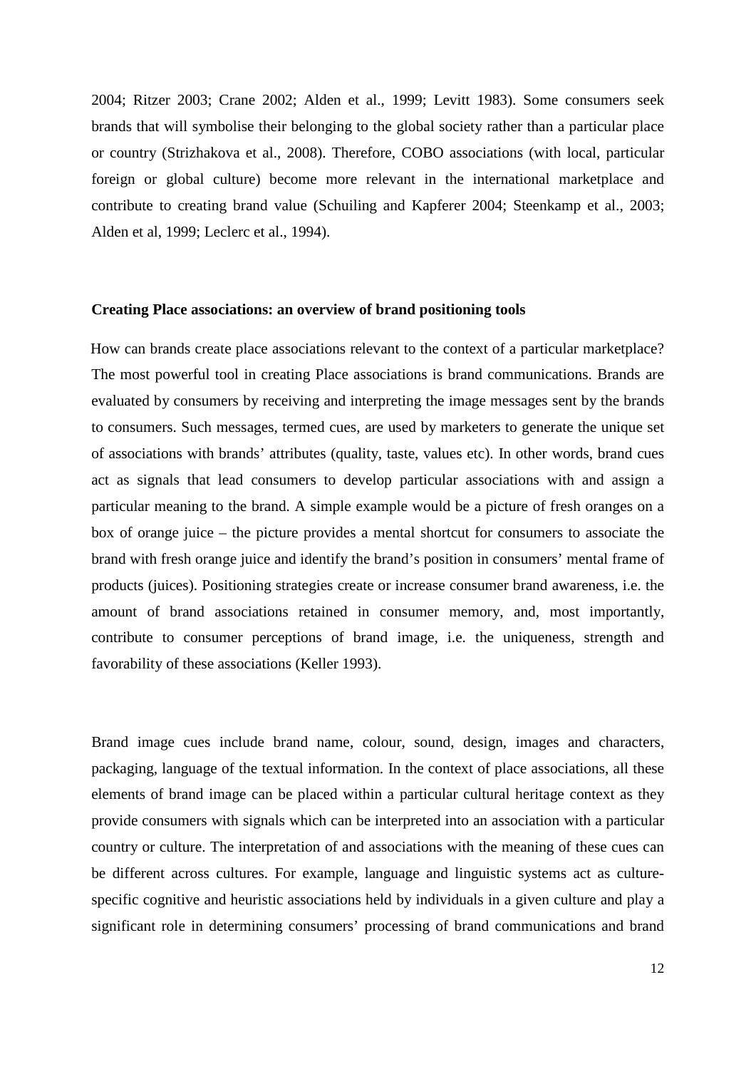2004; Ritzer 2003; Crane 2002; Alden et al., 1999; Levitt 1983). Some consumers seek brands that will symbolise their belonging to the global society rather than a particular place or country (Strizhakova et al., 2008). Therefore, COBO associations (with local, particular foreign or global culture) become more relevant in the international marketplace and contribute to creating brand value (Schuiling and Kapferer 2004; Steenkamp et al., 2003; Alden et al, 1999; Leclerc et al., 1994).

**Creating Place associations: an overview of brand positioning tools**

How can brands create place associations relevant to the context of a particular marketplace? The most powerful tool in creating Place associations is brand communications. Brands are evaluated by consumers by receiving and interpreting the image messages sent by the brands to consumers. Such messages, termed cues, are used by marketers to generate the unique set of associations with brands' attributes (quality, taste, values etc). In other words, brand cues act as signals that lead consumers to develop particular associations with and assign a particular meaning to the brand. A simple example would be a picture of fresh oranges on a box of orange juice – the picture provides a mental shortcut for consumers to associate the brand with fresh orange juice and identify the brand's position in consumers' mental frame of products (juices). Positioning strategies create or increase consumer brand awareness, i.e. the amount of brand associations retained in consumer memory, and, most importantly, contribute to consumer perceptions of brand image, i.e. the uniqueness, strength and favorability of these associations (Keller 1993).

Brand image cues include brand name, colour, sound, design, images and characters, packaging, language of the textual information. In the context of place associations, all these elements of brand image can be placed within a particular cultural heritage context as they provide consumers with signals which can be interpreted into an association with a particular country or culture. The interpretation of and associations with the meaning of these cues can be different across cultures. For example, language and linguistic systems act as culture-specific cognitive and heuristic associations held by individuals in a given culture and play a significant role in determining consumers' processing of brand communications and brand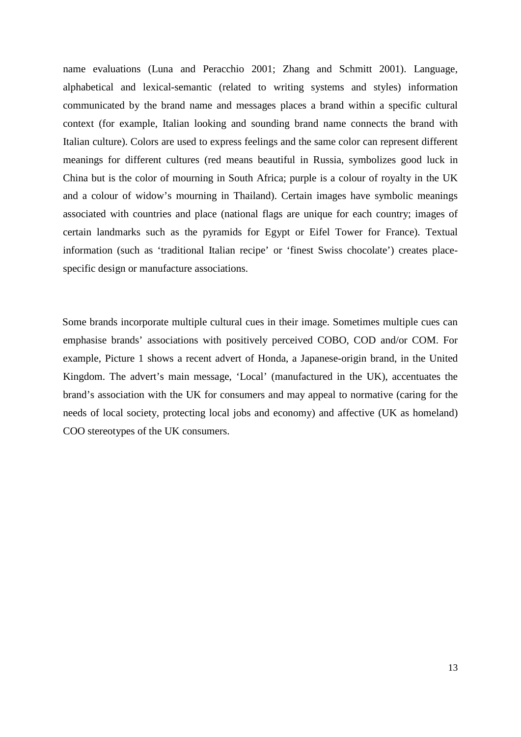name evaluations (Luna and Peracchio 2001; Zhang and Schmitt 2001). Language, alphabetical and lexical-semantic (related to writing systems and styles) information communicated by the brand name and messages places a brand within a specific cultural context (for example, Italian looking and sounding brand name connects the brand with Italian culture). Colors are used to express feelings and the same color can represent different meanings for different cultures (red means beautiful in Russia, symbolizes good luck in China but is the color of mourning in South Africa; purple is a colour of royalty in the UK and a colour of widow's mourning in Thailand). Certain images have symbolic meanings associated with countries and place (national flags are unique for each country; images of certain landmarks such as the pyramids for Egypt or Eifel Tower for France). Textual information (such as 'traditional Italian recipe' or 'finest Swiss chocolate') creates place-specific design or manufacture associations.

Some brands incorporate multiple cultural cues in their image. Sometimes multiple cues can emphasise brands' associations with positively perceived COBO, COD and/or COM. For example, Picture 1 shows a recent advert of Honda, a Japanese-origin brand, in the United Kingdom. The advert's main message, 'Local' (manufactured in the UK), accentuates the brand's association with the UK for consumers and may appeal to normative (caring for the needs of local society, protecting local jobs and economy) and affective (UK as homeland) COO stereotypes of the UK consumers.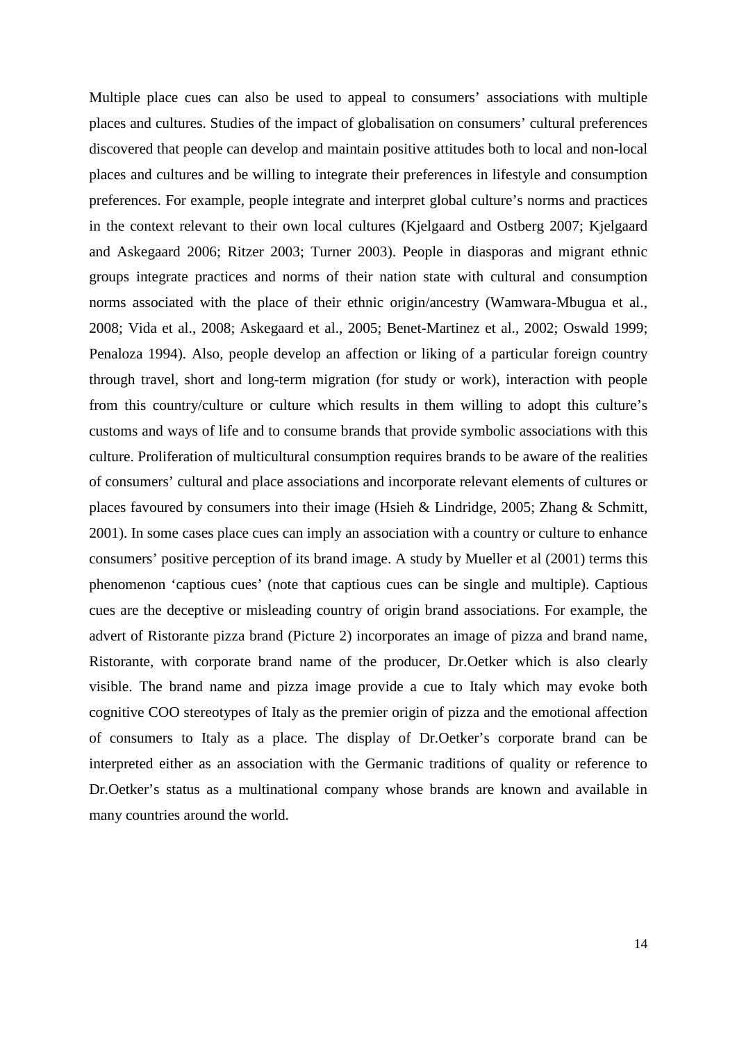Multiple place cues can also be used to appeal to consumers' associations with multiple places and cultures. Studies of the impact of globalisation on consumers' cultural preferences discovered that people can develop and maintain positive attitudes both to local and non-local places and cultures and be willing to integrate their preferences in lifestyle and consumption preferences. For example, people integrate and interpret global culture's norms and practices in the context relevant to their own local cultures (Kjelgaard and Ostberg 2007; Kjelgaard and Askegaard 2006; Ritzer 2003; Turner 2003). People in diasporas and migrant ethnic groups integrate practices and norms of their nation state with cultural and consumption norms associated with the place of their ethnic origin/ancestry (Wamwara-Mbugua et al., 2008; Vida et al., 2008; Askegaard et al., 2005; Benet-Martinez et al., 2002; Oswald 1999; Penaloza 1994). Also, people develop an affection or liking of a particular foreign country through travel, short and long-term migration (for study or work), interaction with people from this country/culture or culture which results in them willing to adopt this culture's customs and ways of life and to consume brands that provide symbolic associations with this culture. Proliferation of multicultural consumption requires brands to be aware of the realities of consumers' cultural and place associations and incorporate relevant elements of cultures or places favoured by consumers into their image (Hsieh & Lindridge, 2005; Zhang & Schmitt, 2001). In some cases place cues can imply an association with a country or culture to enhance consumers' positive perception of its brand image. A study by Mueller et al (2001) terms this phenomenon 'captious cues' (note that captious cues can be single and multiple). Captious cues are the deceptive or misleading country of origin brand associations. For example, the advert of Ristorante pizza brand (Picture 2) incorporates an image of pizza and brand name, Ristorante, with corporate brand name of the producer, Dr.Oetker which is also clearly visible. The brand name and pizza image provide a cue to Italy which may evoke both cognitive COO stereotypes of Italy as the premier origin of pizza and the emotional affection of consumers to Italy as a place. The display of Dr.Oetker's corporate brand can be interpreted either as an association with the Germanic traditions of quality or reference to Dr.Oetker's status as a multinational company whose brands are known and available in many countries around the world.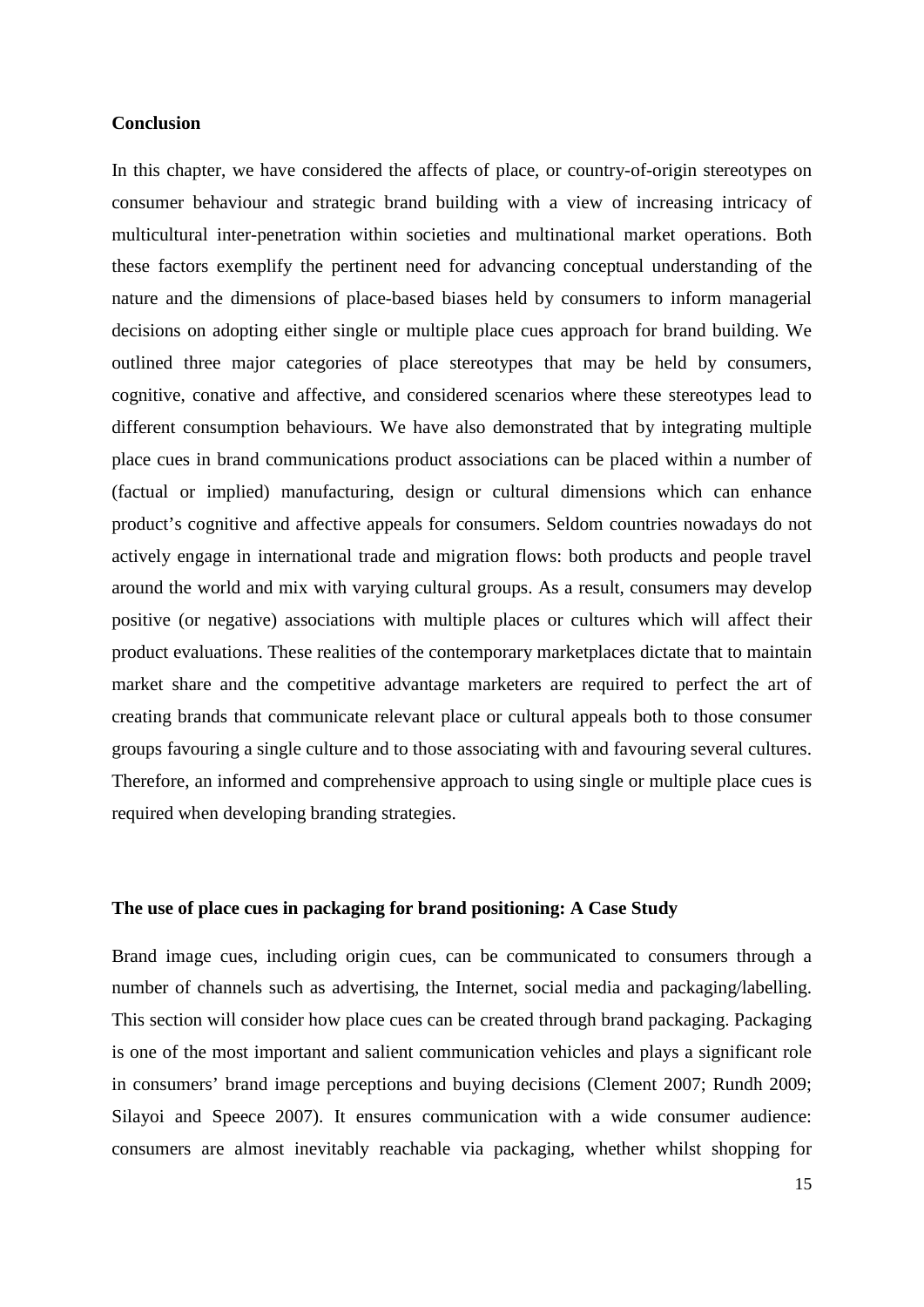**Conclusion**

In this chapter, we have considered the affects of place, or country-of-origin stereotypes on consumer behaviour and strategic brand building with a view of increasing intricacy of multicultural inter-penetration within societies and multinational market operations. Both these factors exemplify the pertinent need for advancing conceptual understanding of the nature and the dimensions of place-based biases held by consumers to inform managerial decisions on adopting either single or multiple place cues approach for brand building. We outlined three major categories of place stereotypes that may be held by consumers, cognitive, conative and affective, and considered scenarios where these stereotypes lead to different consumption behaviours. We have also demonstrated that by integrating multiple place cues in brand communications product associations can be placed within a number of (factual or implied) manufacturing, design or cultural dimensions which can enhance product's cognitive and affective appeals for consumers. Seldom countries nowadays do not actively engage in international trade and migration flows: both products and people travel around the world and mix with varying cultural groups. As a result, consumers may develop positive (or negative) associations with multiple places or cultures which will affect their product evaluations. These realities of the contemporary marketplaces dictate that to maintain market share and the competitive advantage marketers are required to perfect the art of creating brands that communicate relevant place or cultural appeals both to those consumer groups favouring a single culture and to those associating with and favouring several cultures. Therefore, an informed and comprehensive approach to using single or multiple place cues is required when developing branding strategies.

**The use of place cues in packaging for brand positioning: A Case Study**

Brand image cues, including origin cues, can be communicated to consumers through a number of channels such as advertising, the Internet, social media and packaging/labelling. This section will consider how place cues can be created through brand packaging. Packaging is one of the most important and salient communication vehicles and plays a significant role in consumers' brand image perceptions and buying decisions (Clement 2007; Rundh 2009; Silayoi and Speece 2007). It ensures communication with a wide consumer audience: consumers are almost inevitably reachable via packaging, whether whilst shopping for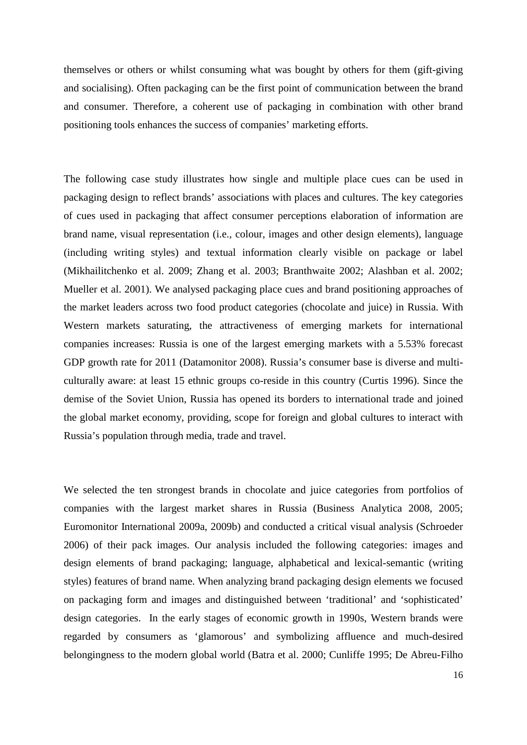themselves or others or whilst consuming what was bought by others for them (gift-giving and socialising). Often packaging can be the first point of communication between the brand and consumer. Therefore, a coherent use of packaging in combination with other brand positioning tools enhances the success of companies' marketing efforts.

The following case study illustrates how single and multiple place cues can be used in packaging design to reflect brands' associations with places and cultures. The key categories of cues used in packaging that affect consumer perceptions elaboration of information are brand name, visual representation (i.e., colour, images and other design elements), language (including writing styles) and textual information clearly visible on package or label (Mikhailitchenko et al. 2009; Zhang et al. 2003; Branthwaite 2002; Alashban et al. 2002; Mueller et al. 2001). We analysed packaging place cues and brand positioning approaches of the market leaders across two food product categories (chocolate and juice) in Russia. With Western markets saturating, the attractiveness of emerging markets for international companies increases: Russia is one of the largest emerging markets with a 5.53% forecast GDP growth rate for 2011 (Datamonitor 2008). Russia's consumer base is diverse and multi-culturally aware: at least 15 ethnic groups co-reside in this country (Curtis 1996). Since the demise of the Soviet Union, Russia has opened its borders to international trade and joined the global market economy, providing, scope for foreign and global cultures to interact with Russia's population through media, trade and travel.

We selected the ten strongest brands in chocolate and juice categories from portfolios of companies with the largest market shares in Russia (Business Analytica 2008, 2005; Euromonitor International 2009a, 2009b) and conducted a critical visual analysis (Schroeder 2006) of their pack images. Our analysis included the following categories: images and design elements of brand packaging; language, alphabetical and lexical-semantic (writing styles) features of brand name. When analyzing brand packaging design elements we focused on packaging form and images and distinguished between 'traditional' and 'sophisticated' design categories. In the early stages of economic growth in 1990s, Western brands were regarded by consumers as 'glamorous' and symbolizing affluence and much-desired belongingness to the modern global world (Batra et al. 2000; Cunliffe 1995; De Abreu-Filho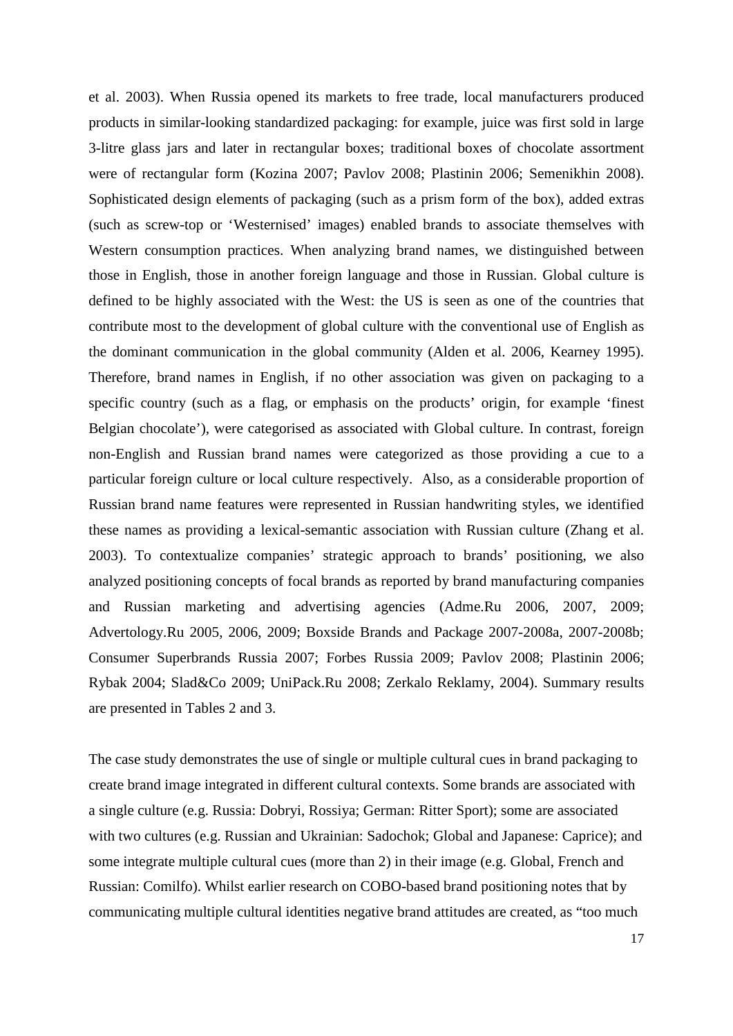et al. 2003). When Russia opened its markets to free trade, local manufacturers produced products in similar-looking standardized packaging: for example, juice was first sold in large 3-litre glass jars and later in rectangular boxes; traditional boxes of chocolate assortment were of rectangular form (Kozina 2007; Pavlov 2008; Plastinin 2006; Semenikhin 2008). Sophisticated design elements of packaging (such as a prism form of the box), added extras (such as screw-top or 'Westernised' images) enabled brands to associate themselves with Western consumption practices. When analyzing brand names, we distinguished between those in English, those in another foreign language and those in Russian. Global culture is defined to be highly associated with the West: the US is seen as one of the countries that contribute most to the development of global culture with the conventional use of English as the dominant communication in the global community (Alden et al. 2006, Kearney 1995). Therefore, brand names in English, if no other association was given on packaging to a specific country (such as a flag, or emphasis on the products' origin, for example 'finest Belgian chocolate'), were categorised as associated with Global culture. In contrast, foreign non-English and Russian brand names were categorized as those providing a cue to a particular foreign culture or local culture respectively. Also, as a considerable proportion of Russian brand name features were represented in Russian handwriting styles, we identified these names as providing a lexical-semantic association with Russian culture (Zhang et al. 2003). To contextualize companies' strategic approach to brands' positioning, we also analyzed positioning concepts of focal brands as reported by brand manufacturing companies and Russian marketing and advertising agencies (Adme.Ru 2006, 2007, 2009; Advertology.Ru 2005, 2006, 2009; Boxside Brands and Package 2007-2008a, 2007-2008b; Consumer Superbrands Russia 2007; Forbes Russia 2009; Pavlov 2008; Plastinin 2006; Rybak 2004; Slad&Co 2009; UniPack.Ru 2008; Zerkalo Reklamy, 2004). Summary results are presented in Tables 2 and 3.

The case study demonstrates the use of single or multiple cultural cues in brand packaging to create brand image integrated in different cultural contexts. Some brands are associated with a single culture (e.g. Russia: Dobryi, Rossiya; German: Ritter Sport); some are associated with two cultures (e.g. Russian and Ukrainian: Sadochok; Global and Japanese: Caprice); and some integrate multiple cultural cues (more than 2) in their image (e.g. Global, French and Russian: Comilfo). Whilst earlier research on COBO-based brand positioning notes that by communicating multiple cultural identities negative brand attitudes are created, as "too much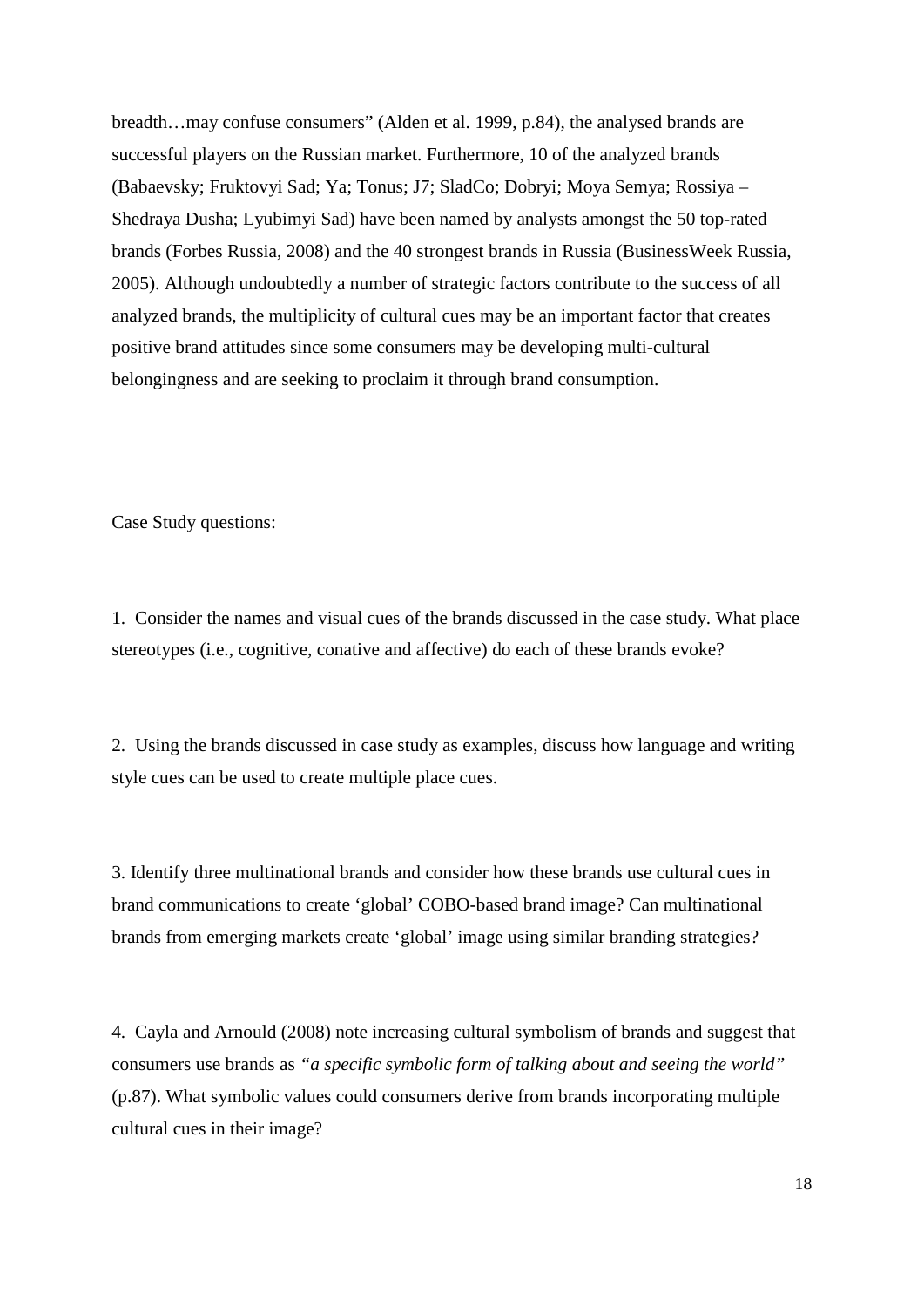breadth…may confuse consumers" (Alden et al. 1999, p.84), the analysed brands are successful players on the Russian market. Furthermore, 10 of the analyzed brands (Babaevsky; Fruktovyi Sad; Ya; Tonus; J7; SladCo; Dobryi; Moya Semya; Rossiya – Shedraya Dusha; Lyubimyi Sad) have been named by analysts amongst the 50 top-rated brands (Forbes Russia, 2008) and the 40 strongest brands in Russia (BusinessWeek Russia, 2005). Although undoubtedly a number of strategic factors contribute to the success of all analyzed brands, the multiplicity of cultural cues may be an important factor that creates positive brand attitudes since some consumers may be developing multi-cultural belongingness and are seeking to proclaim it through brand consumption.

Case Study questions:

1. Consider the names and visual cues of the brands discussed in the case study. What place stereotypes (i.e., cognitive, conative and affective) do each of these brands evoke?

2. Using the brands discussed in case study as examples, discuss how language and writing style cues can be used to create multiple place cues.

3. Identify three multinational brands and consider how these brands use cultural cues in brand communications to create 'global' COBO-based brand image? Can multinational brands from emerging markets create 'global' image using similar branding strategies?

4. Cayla and Arnould (2008) note increasing cultural symbolism of brands and suggest that consumers use brands as *"a specific symbolic form of talking about and seeing the world"* (p.87). What symbolic values could consumers derive from brands incorporating multiple cultural cues in their image?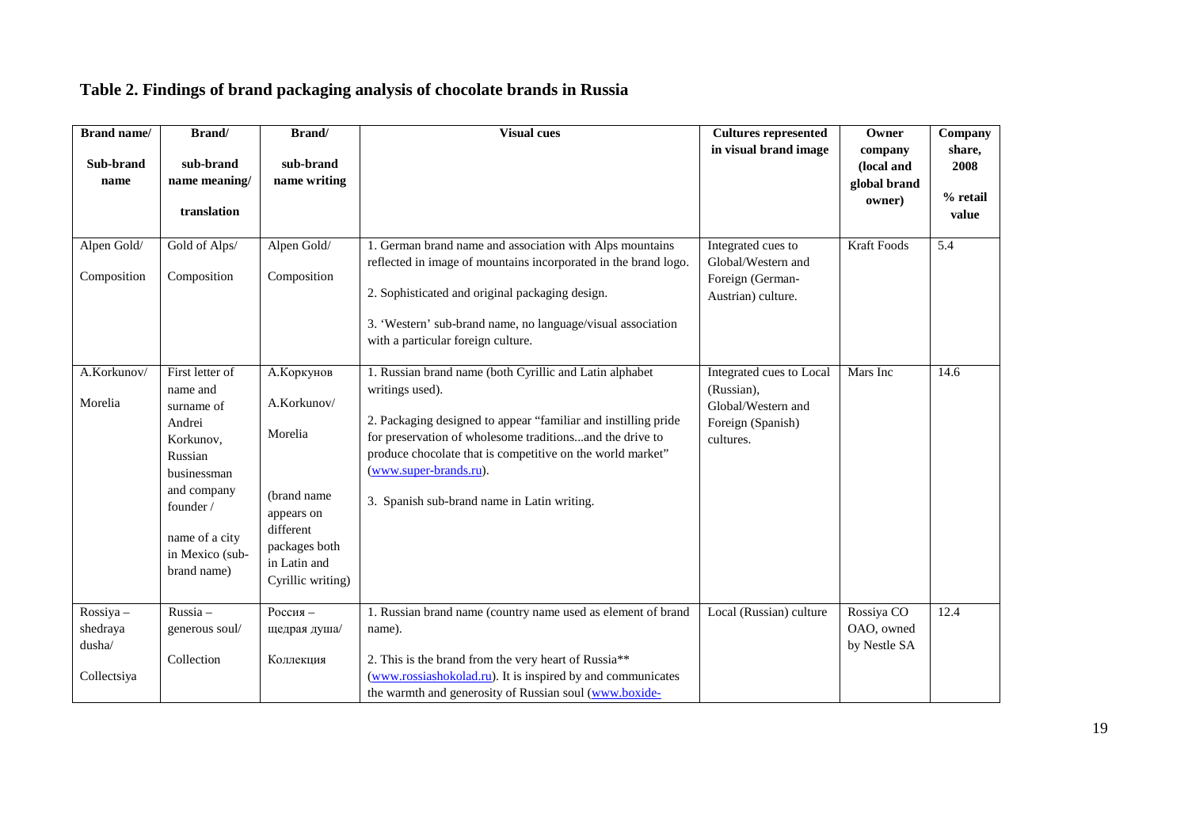## Table 2. Findings of brand packaging analysis of chocolate brands in Russia

| Brand name/ Sub-brand name | Brand/ sub-brand name meaning/ translation | Brand/ sub-brand name writing | Visual cues | Cultures represented in visual brand image | Owner company (local and global brand owner) | Company share, 2008 % retail value |
|---|---|---|---|---|---|---|
| Alpen Gold/ Composition | Gold of Alps/ Composition | Alpen Gold/ Composition | 1. German brand name and association with Alps mountains reflected in image of mountains incorporated in the brand logo. 2. Sophisticated and original packaging design. 3. 'Western' sub-brand name, no language/visual association with a particular foreign culture. | Integrated cues to Global/Western and Foreign (German-Austrian) culture. | Kraft Foods | 5.4 |
| A.Korkunov/ Morelia | First letter of name and surname of Andrei Korkunov, Russian businessman and company founder / name of a city in Mexico (sub-brand name) | А.Коркунов A.Korkunov/ Morelia (brand name appears on different packages both in Latin and Cyrillic writing) | 1. Russian brand name (both Cyrillic and Latin alphabet writings used). 2. Packaging designed to appear "familiar and instilling pride for preservation of wholesome traditions...and the drive to produce chocolate that is competitive on the world market" (www.super-brands.ru). 3. Spanish sub-brand name in Latin writing. | Integrated cues to Local (Russian), Global/Western and Foreign (Spanish) cultures. | Mars Inc | 14.6 |
| Rossiya – shedraya dusha/ Collectsiya | Russia – generous soul/ Collection | Россия – щедрая душа/ Коллекция | 1. Russian brand name (country name used as element of brand name). 2. This is the brand from the very heart of Russia** (www.rossiashokolad.ru). It is inspired by and communicates the warmth and generosity of Russian soul (www.boxide- | Local (Russian) culture | Rossiya CO OAO, owned by Nestle SA | 12.4 |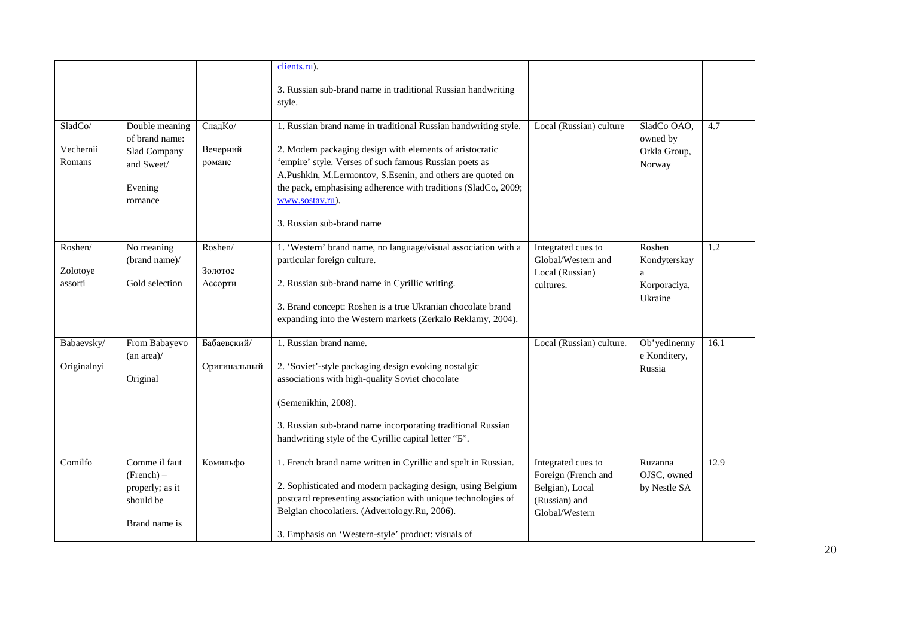| | | | clients.ru).<br><br>3. Russian sub-brand name in traditional Russian handwriting style. | | | |
|---|---|---|---|---|---|---|
| SladCo/<br><br>Vechernii Romans | Double meaning of brand name: Slad Company and Sweet/<br><br>Evening romance | СладКо/<br><br>Вечерний романс | 1. Russian brand name in traditional Russian handwriting style.<br><br>2. Modern packaging design with elements of aristocratic 'empire' style. Verses of such famous Russian poets as A.Pushkin, M.Lermontov, S.Esenin, and others are quoted on the pack, emphasising adherence with traditions (SladCo, 2009; www.sostav.ru).<br><br>3. Russian sub-brand name | Local (Russian) culture | SladCo OAO, owned by Orkla Group, Norway | 4.7 |
| Roshen/<br><br>Zolotoye assorti | No meaning (brand name)/<br><br>Gold selection | Roshen/<br><br>Золотое Ассорти | 1. 'Western' brand name, no language/visual association with a particular foreign culture.<br><br>2. Russian sub-brand name in Cyrillic writing.<br><br>3. Brand concept: Roshen is a true Ukranian chocolate brand expanding into the Western markets (Zerkalo Reklamy, 2004). | Integrated cues to Global/Western and Local (Russian) cultures. | Roshen Kondyterskaya Korporaciya, Ukraine | 1.2 |
| Babaevsky/<br><br>Originalnyi | From Babayevo (an area)/<br><br>Original | Бабаевский/<br><br>Оригинальный | 1. Russian brand name.<br><br>2. 'Soviet'-style packaging design evoking nostalgic associations with high-quality Soviet chocolate<br><br>(Semenikhin, 2008).<br><br>3. Russian sub-brand name incorporating traditional Russian handwriting style of the Cyrillic capital letter "Б". | Local (Russian) culture. | Ob'yedinenny e Konditery, Russia | 16.1 |
| Comilfo | Comme il faut (French) – properly; as it should be<br><br>Brand name is | Комильфо | 1. French brand name written in Cyrillic and spelt in Russian.<br><br>2. Sophisticated and modern packaging design, using Belgium postcard representing association with unique technologies of Belgian chocolatiers. (Advertology.Ru, 2006).<br><br>3. Emphasis on 'Western-style' product: visuals of | Integrated cues to Foreign (French and Belgian), Local (Russian) and Global/Western | Ruzanna OJSC, owned by Nestle SA | 12.9 |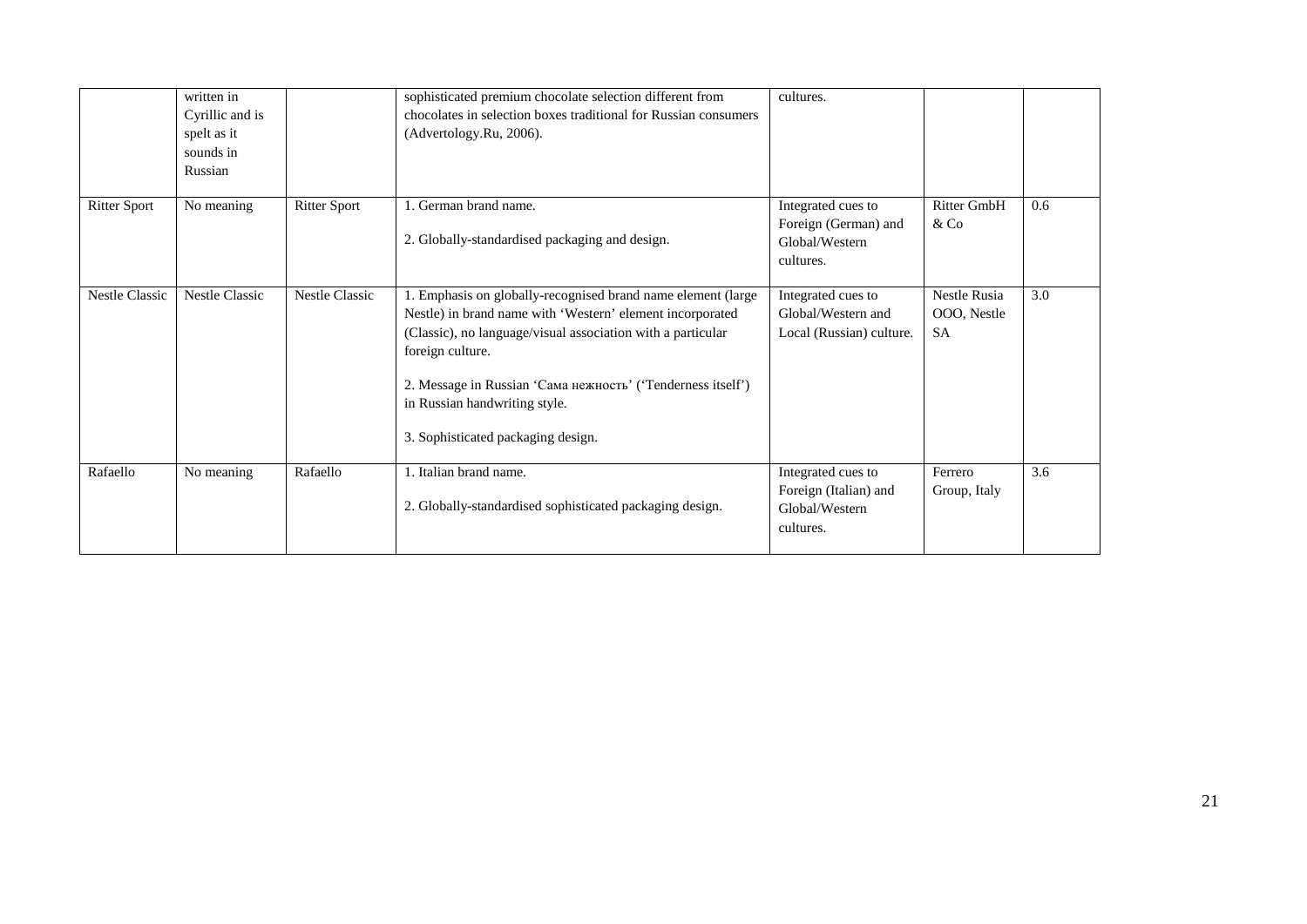| | | | | | | |
|---|---|---|---|---|---|---|
| | written in Cyrillic and is spelt as it sounds in Russian | | sophisticated premium chocolate selection different from chocolates in selection boxes traditional for Russian consumers (Advertology.Ru, 2006). | cultures. | | |
| Ritter Sport | No meaning | Ritter Sport | 1. German brand name.<br><br>2. Globally-standardised packaging and design. | Integrated cues to Foreign (German) and Global/Western cultures. | Ritter GmbH & Co | 0.6 |
| Nestle Classic | Nestle Classic | Nestle Classic | 1. Emphasis on globally-recognised brand name element (large Nestle) in brand name with 'Western' element incorporated (Classic), no language/visual association with a particular foreign culture.<br><br>2. Message in Russian 'Сама нежность' ('Tenderness itself') in Russian handwriting style.<br><br>3. Sophisticated packaging design. | Integrated cues to Global/Western and Local (Russian) culture. | Nestle Rusia OOO, Nestle SA | 3.0 |
| Rafaello | No meaning | Rafaello | 1. Italian brand name.<br><br>2. Globally-standardised sophisticated packaging design. | Integrated cues to Foreign (Italian) and Global/Western cultures. | Ferrero Group, Italy | 3.6 |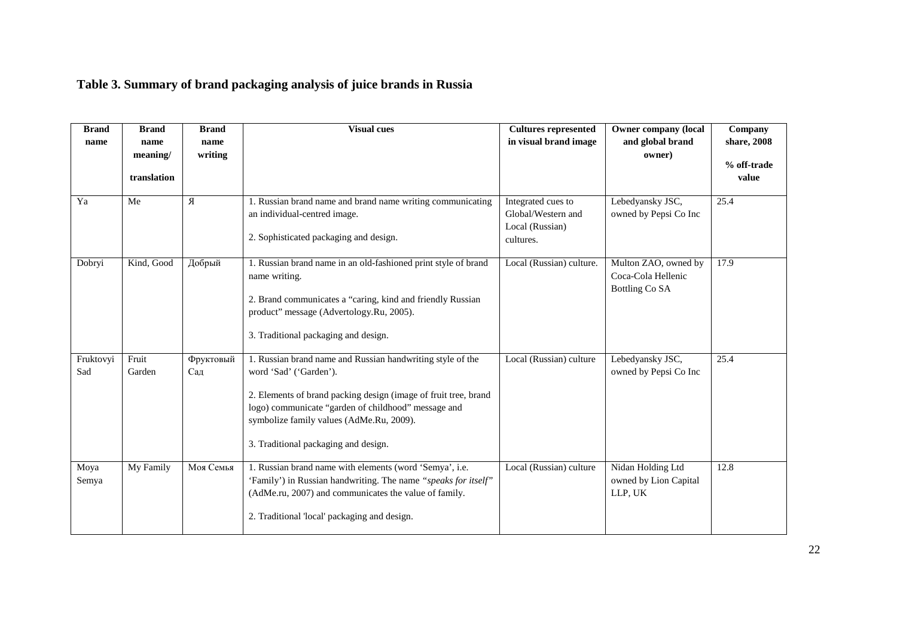**Table 3. Summary of brand packaging analysis of juice brands in Russia**

| Brand name | Brand name meaning/ translation | Brand name writing | Visual cues | Cultures represented in visual brand image | Owner company (local and global brand owner) | Company share, 2008 % off-trade value |
|---|---|---|---|---|---|---|
| Ya | Me | Я | 1. Russian brand name and brand name writing communicating an individual-centred image. 2. Sophisticated packaging and design. | Integrated cues to Global/Western and Local (Russian) cultures. | Lebedyansky JSC, owned by Pepsi Co Inc | 25.4 |
| Dobryi | Kind, Good | Добрый | 1. Russian brand name in an old-fashioned print style of brand name writing. 2. Brand communicates a "caring, kind and friendly Russian product" message (Advertology.Ru, 2005). 3. Traditional packaging and design. | Local (Russian) culture. | Multon ZAO, owned by Coca-Cola Hellenic Bottling Co SA | 17.9 |
| Fruktovyi Sad | Fruit Garden | Фруктовый Сад | 1. Russian brand name and Russian handwriting style of the word 'Sad' ('Garden'). 2. Elements of brand packing design (image of fruit tree, brand logo) communicate "garden of childhood" message and symbolize family values (AdMe.Ru, 2009). 3. Traditional packaging and design. | Local (Russian) culture | Lebedyansky JSC, owned by Pepsi Co Inc | 25.4 |
| Moya Semya | My Family | Моя Семья | 1. Russian brand name with elements (word 'Semya', i.e. 'Family') in Russian handwriting. The name *"speaks for itself"* (AdMe.ru, 2007) and communicates the value of family. 2. Traditional 'local' packaging and design. | Local (Russian) culture | Nidan Holding Ltd owned by Lion Capital LLP, UK | 12.8 |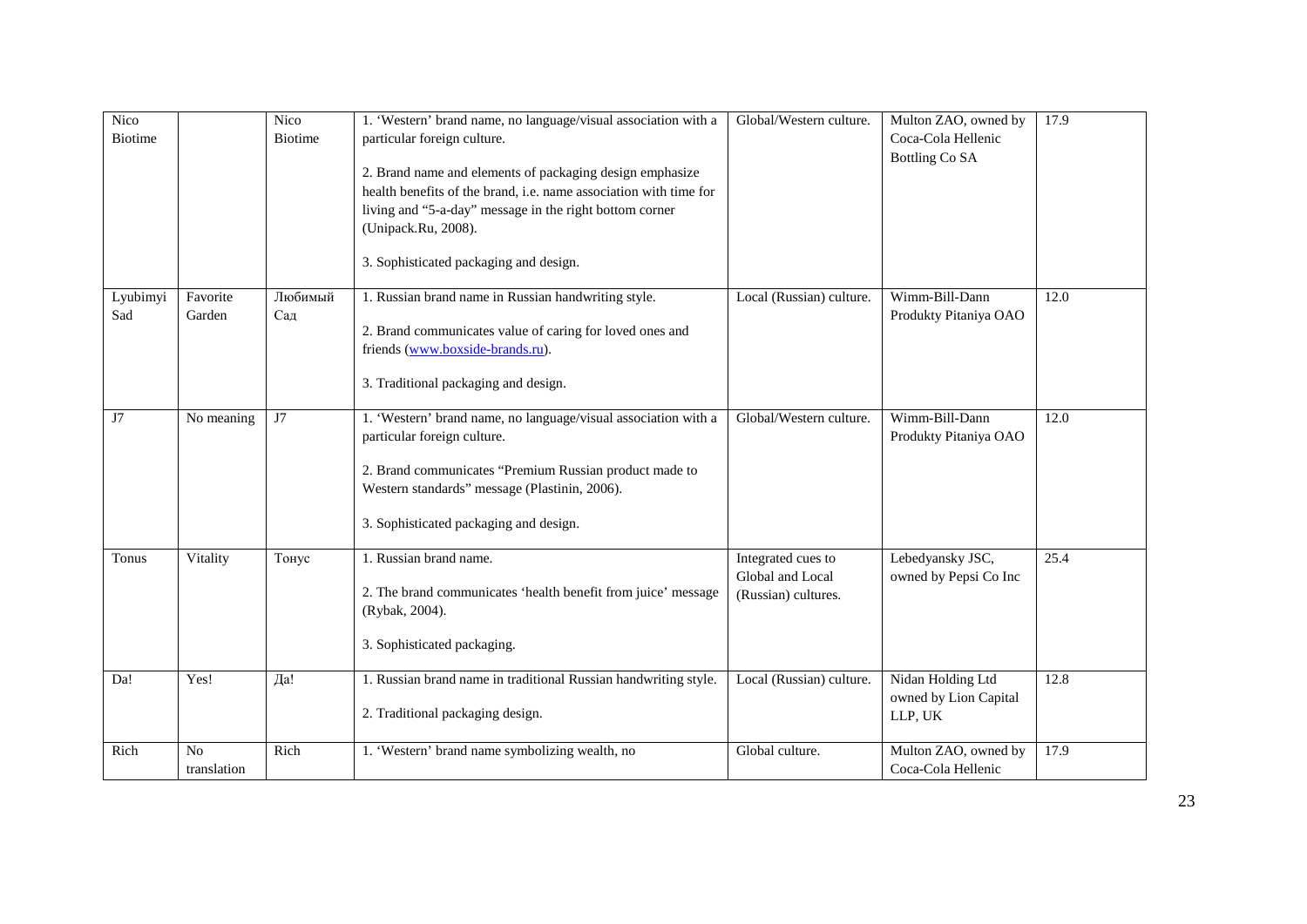| Nico Biotime | | Nico Biotime | 1. 'Western' brand name, no language/visual association with a particular foreign culture.<br><br>2. Brand name and elements of packaging design emphasize health benefits of the brand, i.e. name association with time for living and "5-a-day" message in the right bottom corner (Unipack.Ru, 2008).<br><br>3. Sophisticated packaging and design. | Global/Western culture. | Multon ZAO, owned by Coca-Cola Hellenic Bottling Co SA | 17.9 |
|---|---|---|---|---|---|---|
| Lyubimyi Sad | Favorite Garden | Любимый Сад | 1. Russian brand name in Russian handwriting style.<br><br>2. Brand communicates value of caring for loved ones and friends (www.boxside-brands.ru).<br><br>3. Traditional packaging and design. | Local (Russian) culture. | Wimm-Bill-Dann Produkty Pitaniya OAO | 12.0 |
| J7 | No meaning | J7 | 1. 'Western' brand name, no language/visual association with a particular foreign culture.<br><br>2. Brand communicates "Premium Russian product made to Western standards" message (Plastinin, 2006).<br><br>3. Sophisticated packaging and design. | Global/Western culture. | Wimm-Bill-Dann Produkty Pitaniya OAO | 12.0 |
| Tonus | Vitality | Тонус | 1. Russian brand name.<br><br>2. The brand communicates 'health benefit from juice' message (Rybak, 2004).<br><br>3. Sophisticated packaging. | Integrated cues to Global and Local (Russian) cultures. | Lebedyansky JSC, owned by Pepsi Co Inc | 25.4 |
| Da! | Yes! | Да! | 1. Russian brand name in traditional Russian handwriting style.<br><br>2. Traditional packaging design. | Local (Russian) culture. | Nidan Holding Ltd owned by Lion Capital LLP, UK | 12.8 |
| Rich | No translation | Rich | 1. 'Western' brand name symbolizing wealth, no | Global culture. | Multon ZAO, owned by Coca-Cola Hellenic | 17.9 |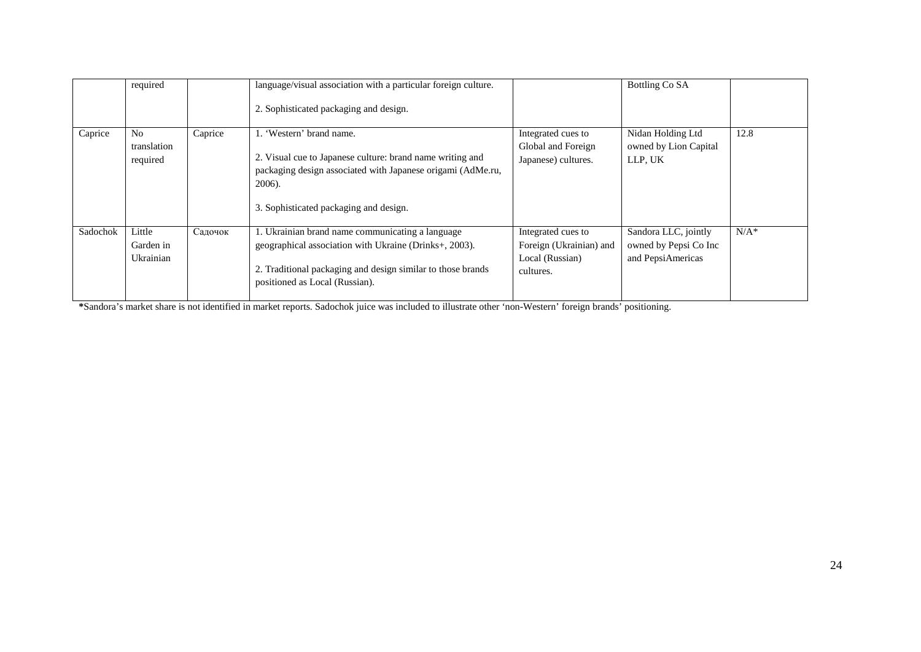| | | | | | | |
|---|---|---|---|---|---|---|
| | required | | language/visual association with a particular foreign culture.<br><br>2. Sophisticated packaging and design. | | Bottling Co SA | |
| Caprice | No translation required | Caprice | 1. 'Western' brand name.<br><br>2. Visual cue to Japanese culture: brand name writing and packaging design associated with Japanese origami (AdMe.ru, 2006).<br><br>3. Sophisticated packaging and design. | Integrated cues to Global and Foreign Japanese) cultures. | Nidan Holding Ltd owned by Lion Capital LLP, UK | 12.8 |
| Sadochok | Little Garden in Ukrainian | Садочок | 1. Ukrainian brand name communicating a language geographical association with Ukraine (Drinks+, 2003).<br><br>2. Traditional packaging and design similar to those brands positioned as Local (Russian). | Integrated cues to Foreign (Ukrainian) and Local (Russian) cultures. | Sandora LLC, jointly owned by Pepsi Co Inc and PepsiAmericas | N/A* |

**\***Sandora's market share is not identified in market reports. Sadochok juice was included to illustrate other 'non-Western' foreign brands' positioning.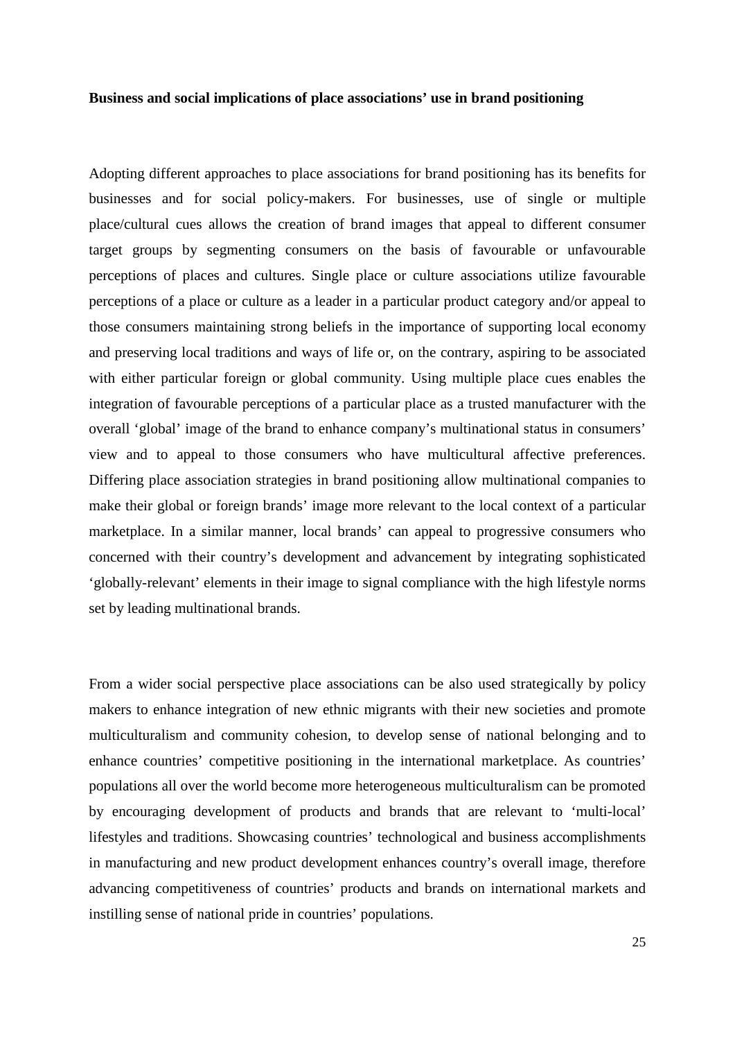**Business and social implications of place associations' use in brand positioning**

Adopting different approaches to place associations for brand positioning has its benefits for businesses and for social policy-makers. For businesses, use of single or multiple place/cultural cues allows the creation of brand images that appeal to different consumer target groups by segmenting consumers on the basis of favourable or unfavourable perceptions of places and cultures. Single place or culture associations utilize favourable perceptions of a place or culture as a leader in a particular product category and/or appeal to those consumers maintaining strong beliefs in the importance of supporting local economy and preserving local traditions and ways of life or, on the contrary, aspiring to be associated with either particular foreign or global community. Using multiple place cues enables the integration of favourable perceptions of a particular place as a trusted manufacturer with the overall 'global' image of the brand to enhance company's multinational status in consumers' view and to appeal to those consumers who have multicultural affective preferences. Differing place association strategies in brand positioning allow multinational companies to make their global or foreign brands' image more relevant to the local context of a particular marketplace. In a similar manner, local brands' can appeal to progressive consumers who concerned with their country's development and advancement by integrating sophisticated 'globally-relevant' elements in their image to signal compliance with the high lifestyle norms set by leading multinational brands.

From a wider social perspective place associations can be also used strategically by policy makers to enhance integration of new ethnic migrants with their new societies and promote multiculturalism and community cohesion, to develop sense of national belonging and to enhance countries' competitive positioning in the international marketplace. As countries' populations all over the world become more heterogeneous multiculturalism can be promoted by encouraging development of products and brands that are relevant to 'multi-local' lifestyles and traditions. Showcasing countries' technological and business accomplishments in manufacturing and new product development enhances country's overall image, therefore advancing competitiveness of countries' products and brands on international markets and instilling sense of national pride in countries' populations.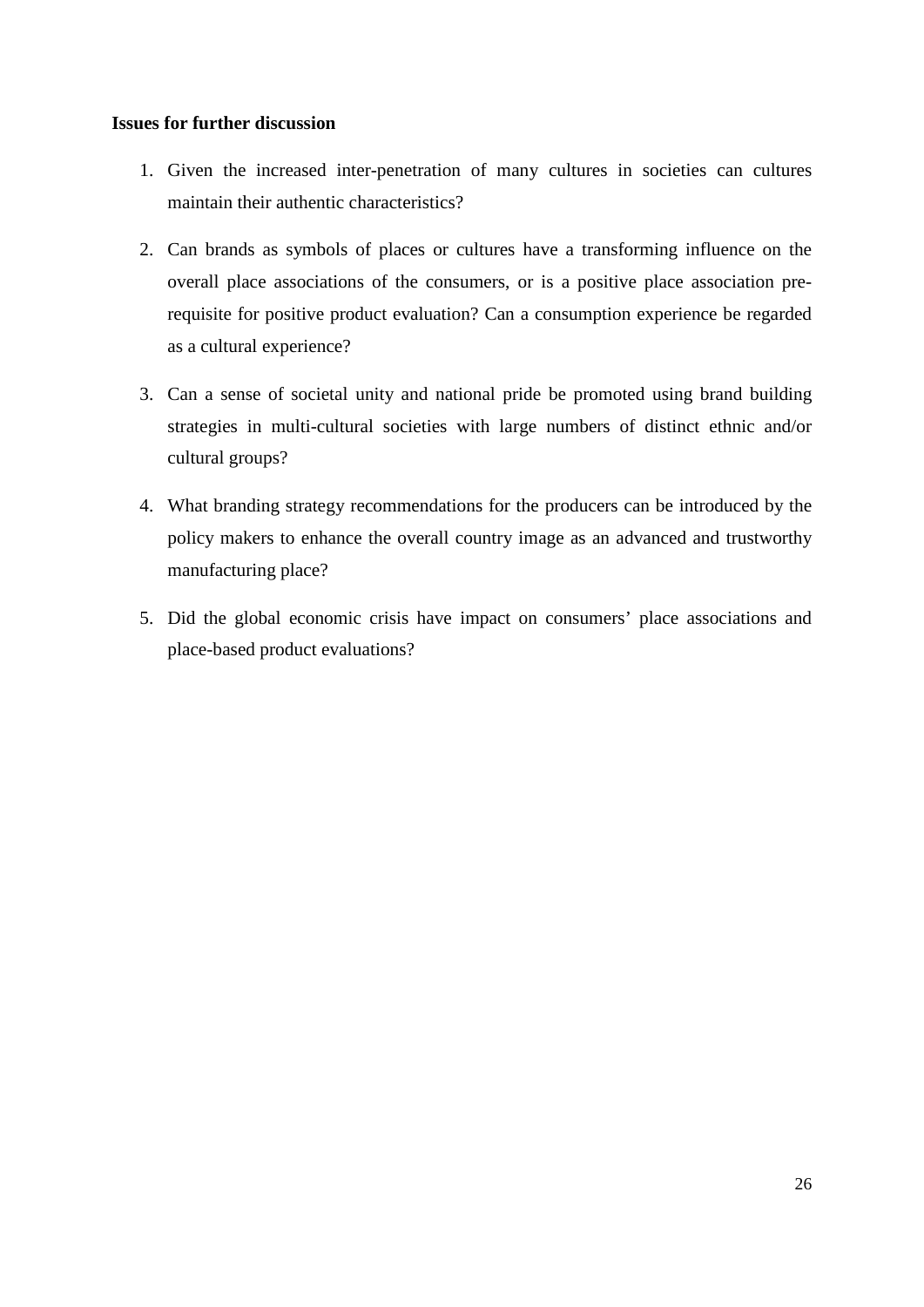**Issues for further discussion**

1. Given the increased inter-penetration of many cultures in societies can cultures maintain their authentic characteristics?
2. Can brands as symbols of places or cultures have a transforming influence on the overall place associations of the consumers, or is a positive place association pre-requisite for positive product evaluation? Can a consumption experience be regarded as a cultural experience?
3. Can a sense of societal unity and national pride be promoted using brand building strategies in multi-cultural societies with large numbers of distinct ethnic and/or cultural groups?
4. What branding strategy recommendations for the producers can be introduced by the policy makers to enhance the overall country image as an advanced and trustworthy manufacturing place?
5. Did the global economic crisis have impact on consumers' place associations and place-based product evaluations?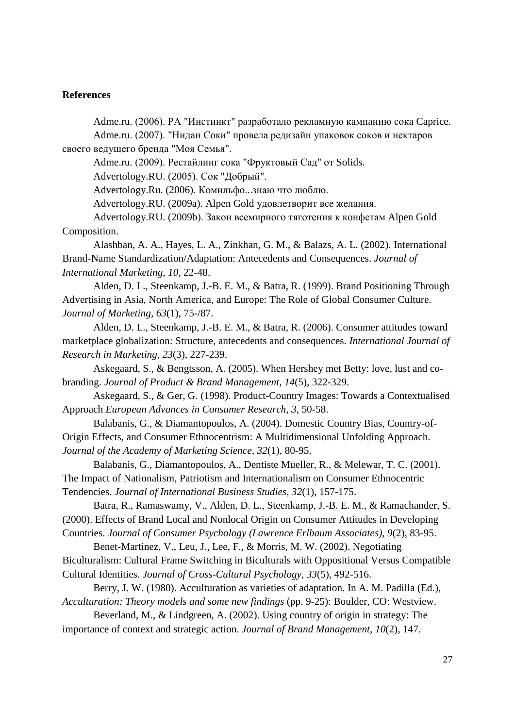**References**

Adme.ru. (2006). РА "Инстинкт" разработало рекламную кампанию сока Caprice.

Adme.ru. (2007). "Нидан Соки" провела редизайн упаковок соков и нектаров своего ведущего бренда "Моя Семья".

Adme.ru. (2009). Рестайлинг сока "Фруктовый Сад" от Solids.

Advertology.RU. (2005). Сок "Добрый".

Advertology.Ru. (2006). Комильфо...знаю что люблю.

Advertology.RU. (2009a). Alpen Gold удовлетворит все желания.

Advertology.RU. (2009b). Закон всемирного тяготения к конфетам Alpen Gold Composition.

Alashban, A. A., Hayes, L. A., Zinkhan, G. M., & Balazs, A. L. (2002). International Brand-Name Standardization/Adaptation: Antecedents and Consequences. *Journal of International Marketing, 10*, 22-48.

Alden, D. L., Steenkamp, J.-B. E. M., & Batra, R. (1999). Brand Positioning Through Advertising in Asia, North America, and Europe: The Role of Global Consumer Culture. *Journal of Marketing, 63*(1), 75-/87.

Alden, D. L., Steenkamp, J.-B. E. M., & Batra, R. (2006). Consumer attitudes toward marketplace globalization: Structure, antecedents and consequences. *International Journal of Research in Marketing, 23*(3), 227-239.

Askegaard, S., & Bengtsson, A. (2005). When Hershey met Betty: love, lust and co-branding. *Journal of Product & Brand Management, 14*(5), 322-329.

Askegaard, S., & Ger, G. (1998). Product-Country Images: Towards a Contextualised Approach *European Advances in Consumer Research, 3*, 50-58.

Balabanis, G., & Diamantopoulos, A. (2004). Domestic Country Bias, Country-of-Origin Effects, and Consumer Ethnocentrism: A Multidimensional Unfolding Approach. *Journal of the Academy of Marketing Science, 32*(1), 80-95.

Balabanis, G., Diamantopoulos, A., Dentiste Mueller, R., & Melewar, T. C. (2001). The Impact of Nationalism, Patriotism and Internationalism on Consumer Ethnocentric Tendencies. *Journal of International Business Studies, 32*(1), 157-175.

Batra, R., Ramaswamy, V., Alden, D. L., Steenkamp, J.-B. E. M., & Ramachander, S. (2000). Effects of Brand Local and Nonlocal Origin on Consumer Attitudes in Developing Countries. *Journal of Consumer Psychology (Lawrence Erlbaum Associates), 9*(2), 83-95.

Benet-Martinez, V., Leu, J., Lee, F., & Morris, M. W. (2002). Negotiating Biculturalism: Cultural Frame Switching in Biculturals with Oppositional Versus Compatible Cultural Identities. *Journal of Cross-Cultural Psychology, 33*(5), 492-516.

Berry, J. W. (1980). Acculturation as varieties of adaptation. In A. M. Padilla (Ed.), *Acculturation: Theory models and some new findings* (pp. 9-25): Boulder, CO: Westview.

Beverland, M., & Lindgreen, A. (2002). Using country of origin in strategy: The importance of context and strategic action. *Journal of Brand Management, 10*(2), 147.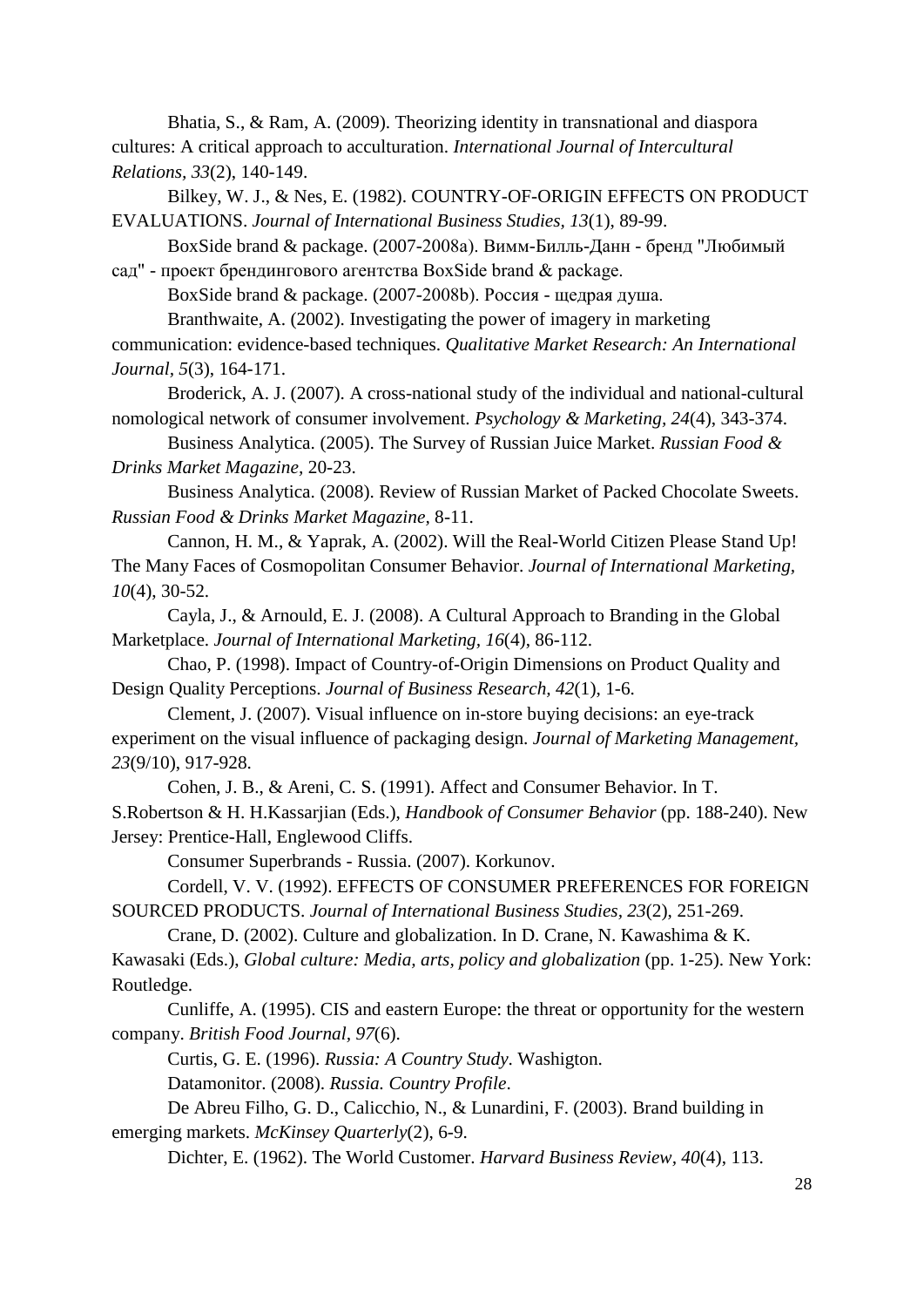Bhatia, S., & Ram, A. (2009). Theorizing identity in transnational and diaspora cultures: A critical approach to acculturation. *International Journal of Intercultural Relations, 33*(2), 140-149.

Bilkey, W. J., & Nes, E. (1982). COUNTRY-OF-ORIGIN EFFECTS ON PRODUCT EVALUATIONS. *Journal of International Business Studies, 13*(1), 89-99.

BoxSide brand & package. (2007-2008a). Вимм-Билль-Данн - бренд "Любимый сад" - проект брендингового агентства BoxSide brand & package.

BoxSide brand & package. (2007-2008b). Россия - щедрая душа.

Branthwaite, A. (2002). Investigating the power of imagery in marketing communication: evidence-based techniques. *Qualitative Market Research: An International Journal, 5*(3), 164-171.

Broderick, A. J. (2007). A cross-national study of the individual and national-cultural nomological network of consumer involvement. *Psychology & Marketing, 24*(4), 343-374.

Business Analytica. (2005). The Survey of Russian Juice Market. *Russian Food & Drinks Market Magazine,* 20-23.

Business Analytica. (2008). Review of Russian Market of Packed Chocolate Sweets. *Russian Food & Drinks Market Magazine*, 8-11.

Cannon, H. M., & Yaprak, A. (2002). Will the Real-World Citizen Please Stand Up! The Many Faces of Cosmopolitan Consumer Behavior. *Journal of International Marketing, 10*(4), 30-52.

Cayla, J., & Arnould, E. J. (2008). A Cultural Approach to Branding in the Global Marketplace. *Journal of International Marketing, 16*(4), 86-112.

Chao, P. (1998). Impact of Country-of-Origin Dimensions on Product Quality and Design Quality Perceptions. *Journal of Business Research, 42*(1), 1-6.

Clement, J. (2007). Visual influence on in-store buying decisions: an eye-track experiment on the visual influence of packaging design. *Journal of Marketing Management, 23*(9/10), 917-928.

Cohen, J. B., & Areni, C. S. (1991). Affect and Consumer Behavior. In T. S.Robertson & H. H.Kassarjian (Eds.), *Handbook of Consumer Behavior* (pp. 188-240). New Jersey: Prentice-Hall, Englewood Cliffs.

Consumer Superbrands - Russia. (2007). Korkunov.

Cordell, V. V. (1992). EFFECTS OF CONSUMER PREFERENCES FOR FOREIGN SOURCED PRODUCTS. *Journal of International Business Studies, 23*(2), 251-269.

Crane, D. (2002). Culture and globalization. In D. Crane, N. Kawashima & K. Kawasaki (Eds.), *Global culture: Media, arts, policy and globalization* (pp. 1-25). New York: Routledge.

Cunliffe, A. (1995). CIS and eastern Europe: the threat or opportunity for the western company. *British Food Journal, 97*(6).

Curtis, G. E. (1996). *Russia: A Country Study*. Washigton.

Datamonitor. (2008). *Russia. Country Profile*.

De Abreu Filho, G. D., Calicchio, N., & Lunardini, F. (2003). Brand building in emerging markets. *McKinsey Quarterly*(2), 6-9.

Dichter, E. (1962). The World Customer. *Harvard Business Review, 40*(4), 113.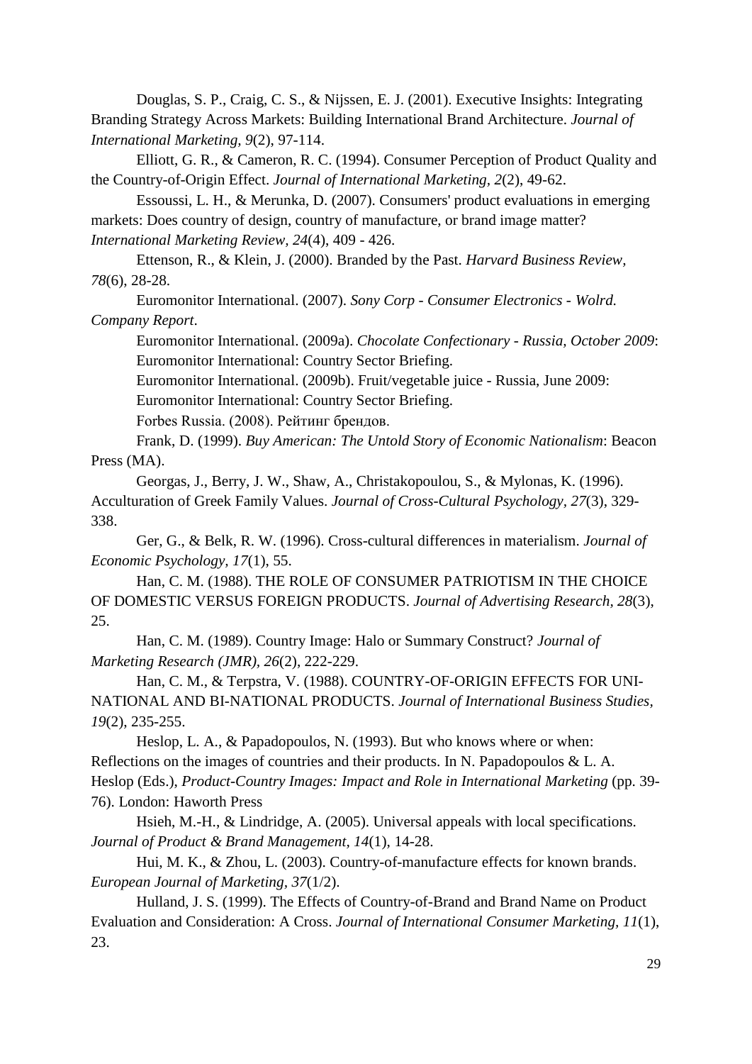Douglas, S. P., Craig, C. S., & Nijssen, E. J. (2001). Executive Insights: Integrating Branding Strategy Across Markets: Building International Brand Architecture. *Journal of International Marketing, 9*(2), 97-114.

Elliott, G. R., & Cameron, R. C. (1994). Consumer Perception of Product Quality and the Country-of-Origin Effect. *Journal of International Marketing, 2*(2), 49-62.

Essoussi, L. H., & Merunka, D. (2007). Consumers' product evaluations in emerging markets: Does country of design, country of manufacture, or brand image matter? *International Marketing Review, 24*(4), 409 - 426.

Ettenson, R., & Klein, J. (2000). Branded by the Past. *Harvard Business Review, 78*(6), 28-28.

Euromonitor International. (2007). *Sony Corp - Consumer Electronics - Wolrd. Company Report*.

Euromonitor International. (2009a). *Chocolate Confectionary - Russia, October 2009*: Euromonitor International: Country Sector Briefing.

Euromonitor International. (2009b). Fruit/vegetable juice - Russia, June 2009: Euromonitor International: Country Sector Briefing.

Forbes Russia. (2008). Рейтинг брендов.

Frank, D. (1999). *Buy American: The Untold Story of Economic Nationalism*: Beacon Press (MA).

Georgas, J., Berry, J. W., Shaw, A., Christakopoulou, S., & Mylonas, K. (1996). Acculturation of Greek Family Values. *Journal of Cross-Cultural Psychology, 27*(3), 329-338.

Ger, G., & Belk, R. W. (1996). Cross-cultural differences in materialism. *Journal of Economic Psychology, 17*(1), 55.

Han, C. M. (1988). THE ROLE OF CONSUMER PATRIOTISM IN THE CHOICE OF DOMESTIC VERSUS FOREIGN PRODUCTS. *Journal of Advertising Research, 28*(3), 25.

Han, C. M. (1989). Country Image: Halo or Summary Construct? *Journal of Marketing Research (JMR), 26*(2), 222-229.

Han, C. M., & Terpstra, V. (1988). COUNTRY-OF-ORIGIN EFFECTS FOR UNI-NATIONAL AND BI-NATIONAL PRODUCTS. *Journal of International Business Studies, 19*(2), 235-255.

Heslop, L. A., & Papadopoulos, N. (1993). But who knows where or when: Reflections on the images of countries and their products. In N. Papadopoulos & L. A. Heslop (Eds.), *Product-Country Images: Impact and Role in International Marketing* (pp. 39-76). London: Haworth Press

Hsieh, M.-H., & Lindridge, A. (2005). Universal appeals with local specifications. *Journal of Product & Brand Management, 14*(1), 14-28.

Hui, M. K., & Zhou, L. (2003). Country-of-manufacture effects for known brands. *European Journal of Marketing, 37*(1/2).

Hulland, J. S. (1999). The Effects of Country-of-Brand and Brand Name on Product Evaluation and Consideration: A Cross. *Journal of International Consumer Marketing, 11*(1), 23.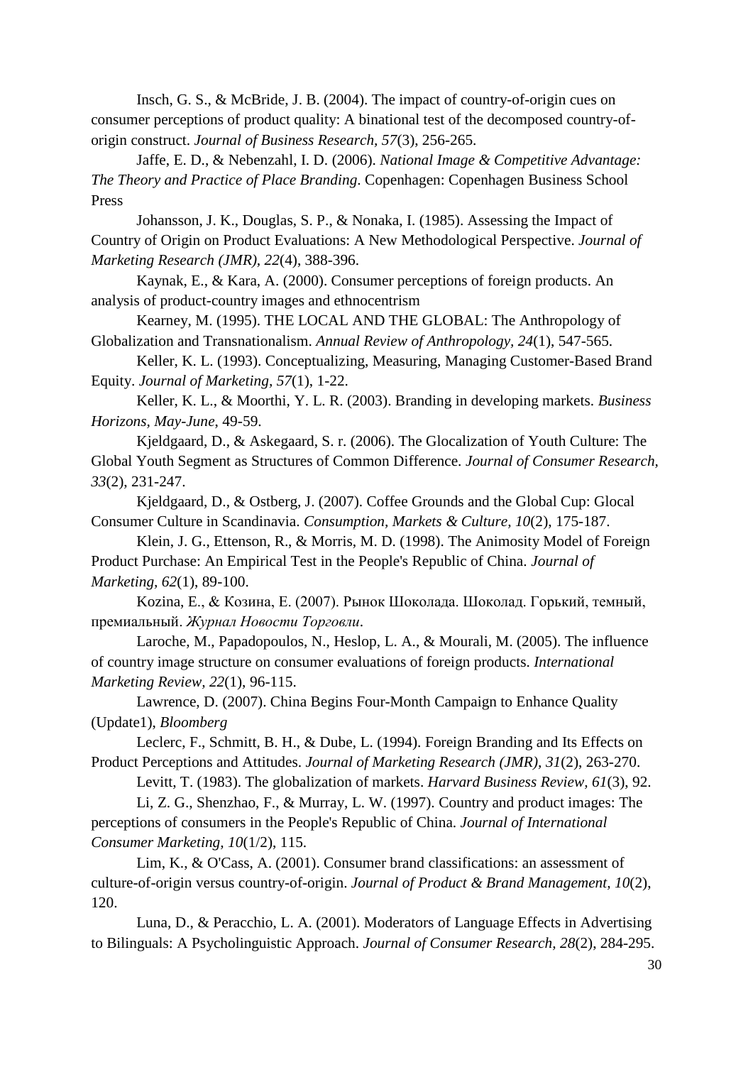Insch, G. S., & McBride, J. B. (2004). The impact of country-of-origin cues on consumer perceptions of product quality: A binational test of the decomposed country-of-origin construct. *Journal of Business Research, 57*(3), 256-265.

Jaffe, E. D., & Nebenzahl, I. D. (2006). *National Image & Competitive Advantage: The Theory and Practice of Place Branding*. Copenhagen: Copenhagen Business School Press

Johansson, J. K., Douglas, S. P., & Nonaka, I. (1985). Assessing the Impact of Country of Origin on Product Evaluations: A New Methodological Perspective. *Journal of Marketing Research (JMR), 22*(4), 388-396.

Kaynak, E., & Kara, A. (2000). Consumer perceptions of foreign products. An analysis of product-country images and ethnocentrism

Kearney, M. (1995). THE LOCAL AND THE GLOBAL: The Anthropology of Globalization and Transnationalism. *Annual Review of Anthropology, 24*(1), 547-565.

Keller, K. L. (1993). Conceptualizing, Measuring, Managing Customer-Based Brand Equity. *Journal of Marketing, 57*(1), 1-22.

Keller, K. L., & Moorthi, Y. L. R. (2003). Branding in developing markets. *Business Horizons, May-June*, 49-59.

Kjeldgaard, D., & Askegaard, S. r. (2006). The Glocalization of Youth Culture: The Global Youth Segment as Structures of Common Difference. *Journal of Consumer Research, 33*(2), 231-247.

Kjeldgaard, D., & Ostberg, J. (2007). Coffee Grounds and the Global Cup: Glocal Consumer Culture in Scandinavia. *Consumption, Markets & Culture, 10*(2), 175-187.

Klein, J. G., Ettenson, R., & Morris, M. D. (1998). The Animosity Model of Foreign Product Purchase: An Empirical Test in the People's Republic of China. *Journal of Marketing, 62*(1), 89-100.

Kozina, E., & Козина, Е. (2007). Рынок Шоколада. Шоколад. Горький, темный, премиальный. *Журнал Новости Торговли*.

Laroche, M., Papadopoulos, N., Heslop, L. A., & Mourali, M. (2005). The influence of country image structure on consumer evaluations of foreign products. *International Marketing Review, 22*(1), 96-115.

Lawrence, D. (2007). China Begins Four-Month Campaign to Enhance Quality (Update1), *Bloomberg*

Leclerc, F., Schmitt, B. H., & Dube, L. (1994). Foreign Branding and Its Effects on Product Perceptions and Attitudes. *Journal of Marketing Research (JMR), 31*(2), 263-270.

Levitt, T. (1983). The globalization of markets. *Harvard Business Review, 61*(3), 92.

Li, Z. G., Shenzhao, F., & Murray, L. W. (1997). Country and product images: The perceptions of consumers in the People's Republic of China. *Journal of International Consumer Marketing, 10*(1/2), 115.

Lim, K., & O'Cass, A. (2001). Consumer brand classifications: an assessment of culture-of-origin versus country-of-origin. *Journal of Product & Brand Management, 10*(2), 120.

Luna, D., & Peracchio, L. A. (2001). Moderators of Language Effects in Advertising to Bilinguals: A Psycholinguistic Approach. *Journal of Consumer Research, 28*(2), 284-295.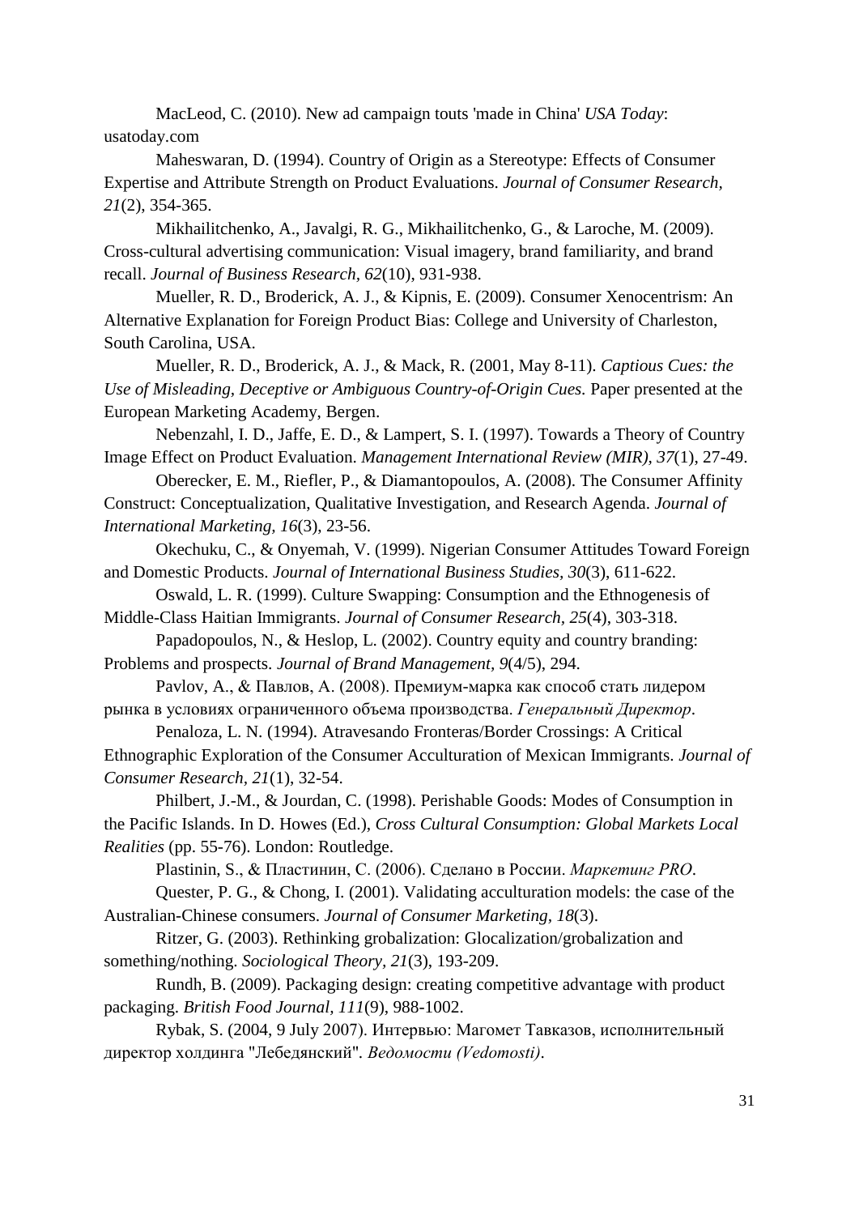MacLeod, C. (2010). New ad campaign touts 'made in China' *USA Today*: usatoday.com

Maheswaran, D. (1994). Country of Origin as a Stereotype: Effects of Consumer Expertise and Attribute Strength on Product Evaluations. *Journal of Consumer Research, 21*(2), 354-365.

Mikhailitchenko, A., Javalgi, R. G., Mikhailitchenko, G., & Laroche, M. (2009). Cross-cultural advertising communication: Visual imagery, brand familiarity, and brand recall. *Journal of Business Research, 62*(10), 931-938.

Mueller, R. D., Broderick, A. J., & Kipnis, E. (2009). Consumer Xenocentrism: An Alternative Explanation for Foreign Product Bias: College and University of Charleston, South Carolina, USA.

Mueller, R. D., Broderick, A. J., & Mack, R. (2001, May 8-11). *Captious Cues: the Use of Misleading, Deceptive or Ambiguous Country-of-Origin Cues.* Paper presented at the European Marketing Academy, Bergen.

Nebenzahl, I. D., Jaffe, E. D., & Lampert, S. I. (1997). Towards a Theory of Country Image Effect on Product Evaluation. *Management International Review (MIR), 37*(1), 27-49.

Oberecker, E. M., Riefler, P., & Diamantopoulos, A. (2008). The Consumer Affinity Construct: Conceptualization, Qualitative Investigation, and Research Agenda. *Journal of International Marketing, 16*(3), 23-56.

Okechuku, C., & Onyemah, V. (1999). Nigerian Consumer Attitudes Toward Foreign and Domestic Products. *Journal of International Business Studies, 30*(3), 611-622.

Oswald, L. R. (1999). Culture Swapping: Consumption and the Ethnogenesis of Middle-Class Haitian Immigrants. *Journal of Consumer Research, 25*(4), 303-318.

Papadopoulos, N., & Heslop, L. (2002). Country equity and country branding: Problems and prospects. *Journal of Brand Management, 9*(4/5), 294.

Pavlov, A., & Павлов, А. (2008). Премиум-марка как способ стать лидером рынка в условиях ограниченного объема производства. *Генеральный Директор*.

Penaloza, L. N. (1994). Atravesando Fronteras/Border Crossings: A Critical Ethnographic Exploration of the Consumer Acculturation of Mexican Immigrants. *Journal of Consumer Research, 21*(1), 32-54.

Philbert, J.-M., & Jourdan, C. (1998). Perishable Goods: Modes of Consumption in the Pacific Islands. In D. Howes (Ed.), *Cross Cultural Consumption: Global Markets Local Realities* (pp. 55-76). London: Routledge.

Plastinin, S., & Пластинин, С. (2006). Сделано в России. *Маркетинг PRO*.

Quester, P. G., & Chong, I. (2001). Validating acculturation models: the case of the Australian-Chinese consumers. *Journal of Consumer Marketing, 18*(3).

Ritzer, G. (2003). Rethinking grobalization: Glocalization/grobalization and something/nothing. *Sociological Theory, 21*(3), 193-209.

Rundh, B. (2009). Packaging design: creating competitive advantage with product packaging. *British Food Journal, 111*(9), 988-1002.

Rybak, S. (2004, 9 July 2007). Интервью: Магомет Тавказов, исполнительный директор холдинга "Лебедянский". *Ведомости (Vedomosti)*.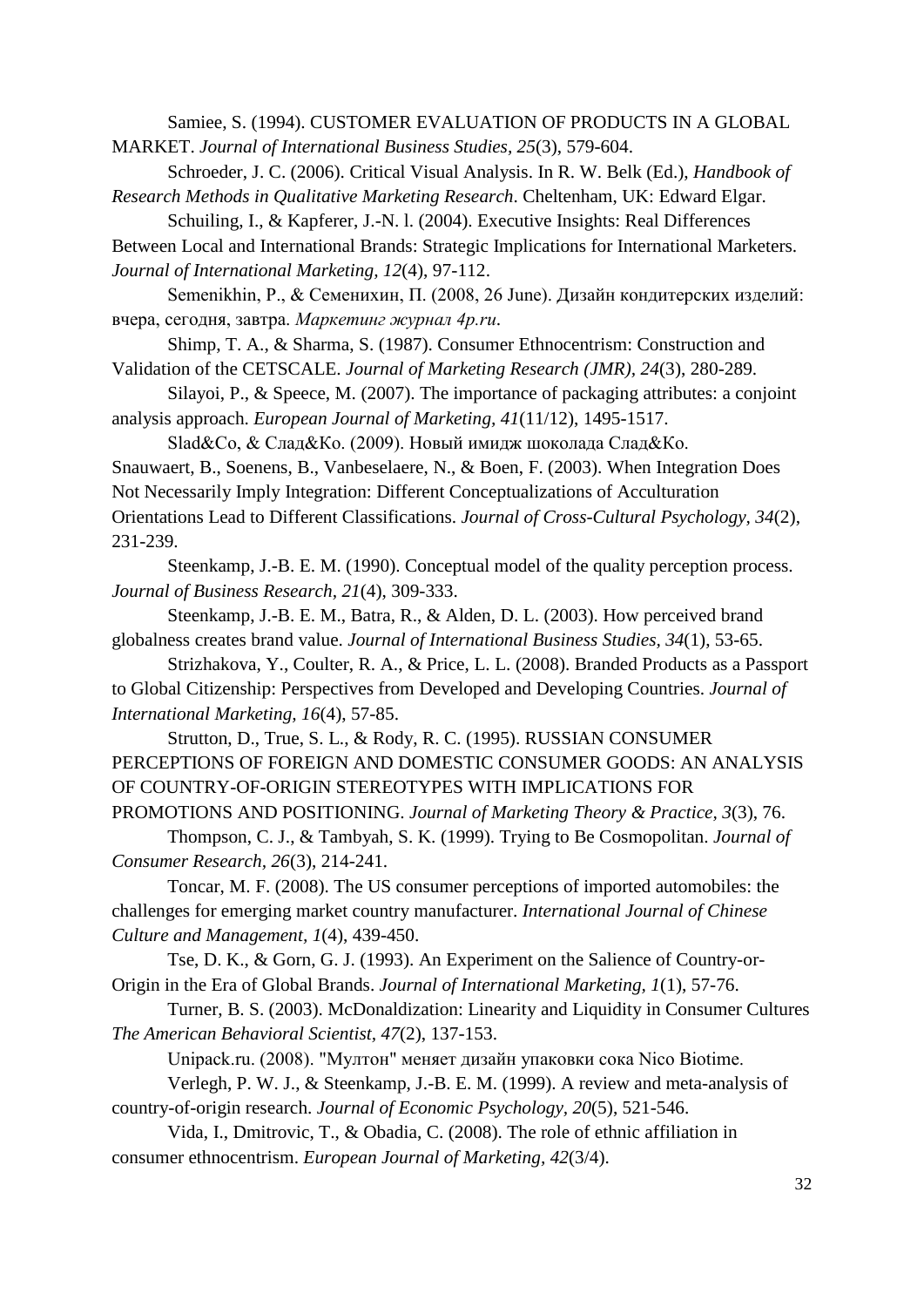Samiee, S. (1994). CUSTOMER EVALUATION OF PRODUCTS IN A GLOBAL MARKET. *Journal of International Business Studies, 25*(3), 579-604.

Schroeder, J. C. (2006). Critical Visual Analysis. In R. W. Belk (Ed.), *Handbook of Research Methods in Qualitative Marketing Research*. Cheltenham, UK: Edward Elgar.

Schuiling, I., & Kapferer, J.-N. l. (2004). Executive Insights: Real Differences Between Local and International Brands: Strategic Implications for International Marketers. *Journal of International Marketing, 12*(4), 97-112.

Semenikhin, P., & Семенихин, П. (2008, 26 June). Дизайн кондитерских изделий: вчера, сегодня, завтра. *Маркетинг журнал 4p.ru*.

Shimp, T. A., & Sharma, S. (1987). Consumer Ethnocentrism: Construction and Validation of the CETSCALE. *Journal of Marketing Research (JMR), 24*(3), 280-289.

Silayoi, P., & Speece, M. (2007). The importance of packaging attributes: a conjoint analysis approach. *European Journal of Marketing, 41*(11/12), 1495-1517.

Slad&Co, & Слад&Ко. (2009). Новый имидж шоколада Слад&Ко.

Snauwaert, B., Soenens, B., Vanbeselaere, N., & Boen, F. (2003). When Integration Does Not Necessarily Imply Integration: Different Conceptualizations of Acculturation Orientations Lead to Different Classifications. *Journal of Cross-Cultural Psychology, 34*(2), 231-239.

Steenkamp, J.-B. E. M. (1990). Conceptual model of the quality perception process. *Journal of Business Research, 21*(4), 309-333.

Steenkamp, J.-B. E. M., Batra, R., & Alden, D. L. (2003). How perceived brand globalness creates brand value. *Journal of International Business Studies, 34*(1), 53-65.

Strizhakova, Y., Coulter, R. A., & Price, L. L. (2008). Branded Products as a Passport to Global Citizenship: Perspectives from Developed and Developing Countries. *Journal of International Marketing, 16*(4), 57-85.

Strutton, D., True, S. L., & Rody, R. C. (1995). RUSSIAN CONSUMER PERCEPTIONS OF FOREIGN AND DOMESTIC CONSUMER GOODS: AN ANALYSIS OF COUNTRY-OF-ORIGIN STEREOTYPES WITH IMPLICATIONS FOR PROMOTIONS AND POSITIONING. *Journal of Marketing Theory & Practice, 3*(3), 76.

Thompson, C. J., & Tambyah, S. K. (1999). Trying to Be Cosmopolitan. *Journal of Consumer Research, 26*(3), 214-241.

Toncar, M. F. (2008). The US consumer perceptions of imported automobiles: the challenges for emerging market country manufacturer. *International Journal of Chinese Culture and Management, 1*(4), 439-450.

Tse, D. K., & Gorn, G. J. (1993). An Experiment on the Salience of Country-or-Origin in the Era of Global Brands. *Journal of International Marketing, 1*(1), 57-76.

Turner, B. S. (2003). McDonaldization: Linearity and Liquidity in Consumer Cultures *The American Behavioral Scientist, 47*(2), 137-153.

Unipack.ru. (2008). "Мултон" меняет дизайн упаковки сока Nico Biotime.

Verlegh, P. W. J., & Steenkamp, J.-B. E. M. (1999). A review and meta-analysis of country-of-origin research. *Journal of Economic Psychology, 20*(5), 521-546.

Vida, I., Dmitrovic, T., & Obadia, C. (2008). The role of ethnic affiliation in consumer ethnocentrism. *European Journal of Marketing, 42*(3/4).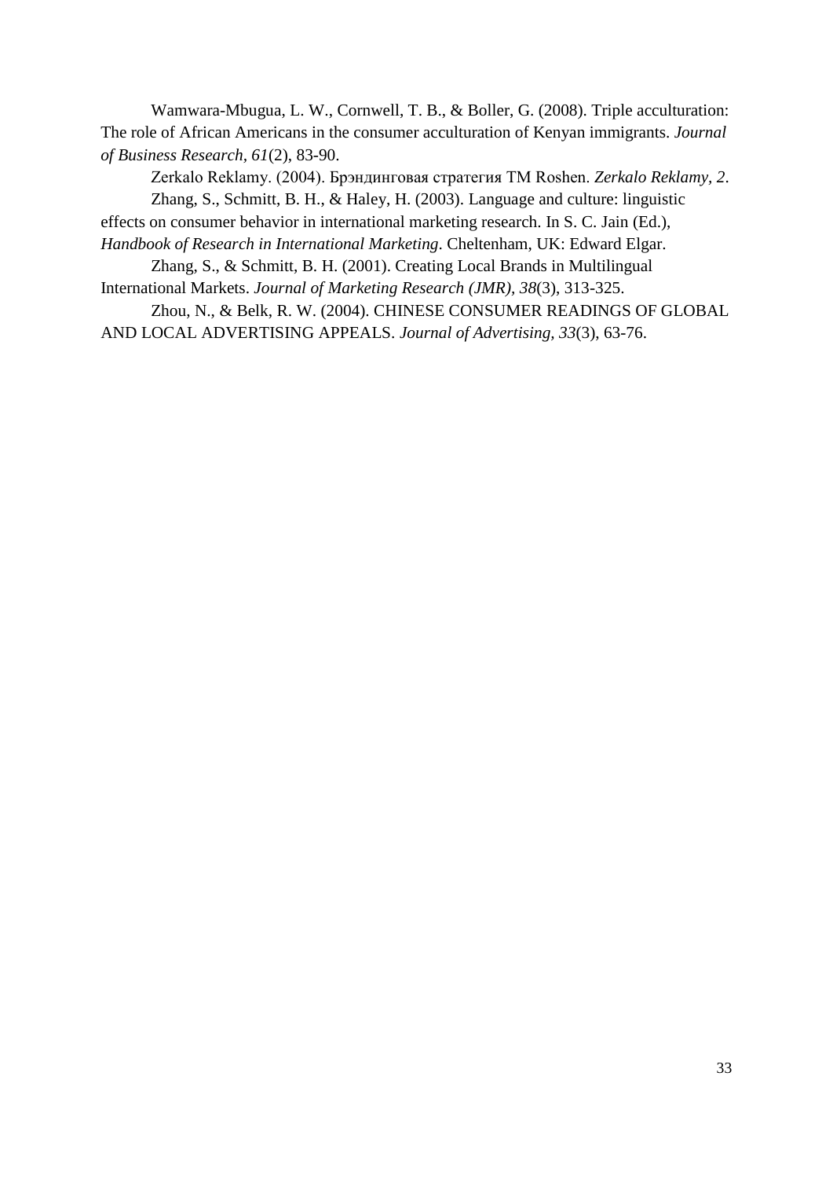Wamwara-Mbugua, L. W., Cornwell, T. B., & Boller, G. (2008). Triple acculturation: The role of African Americans in the consumer acculturation of Kenyan immigrants. *Journal of Business Research, 61*(2), 83-90.

Zerkalo Reklamy. (2004). Брэндинговая стратегия TM Roshen. *Zerkalo Reklamy, 2*.

Zhang, S., Schmitt, B. H., & Haley, H. (2003). Language and culture: linguistic effects on consumer behavior in international marketing research. In S. C. Jain (Ed.), *Handbook of Research in International Marketing*. Cheltenham, UK: Edward Elgar.

Zhang, S., & Schmitt, B. H. (2001). Creating Local Brands in Multilingual International Markets. *Journal of Marketing Research (JMR), 38*(3), 313-325.

Zhou, N., & Belk, R. W. (2004). CHINESE CONSUMER READINGS OF GLOBAL AND LOCAL ADVERTISING APPEALS. *Journal of Advertising, 33*(3), 63-76.